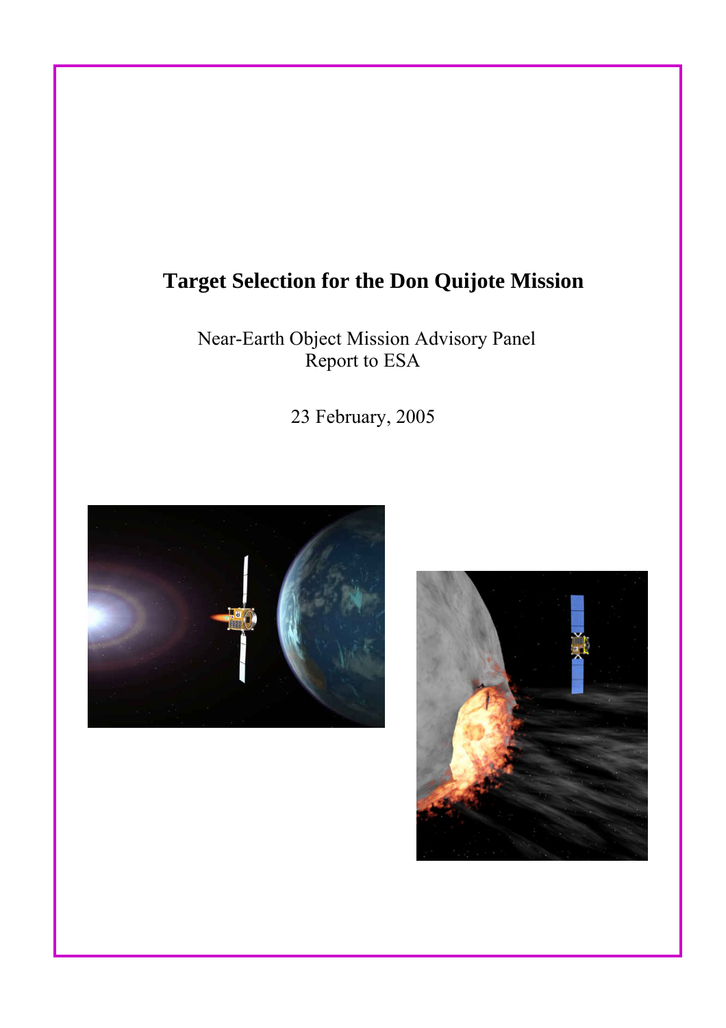# Target Selection for the Don Quijote Mission

Near-Earth Object Mission Advisory Panel
Report to ESA

23 February, 2005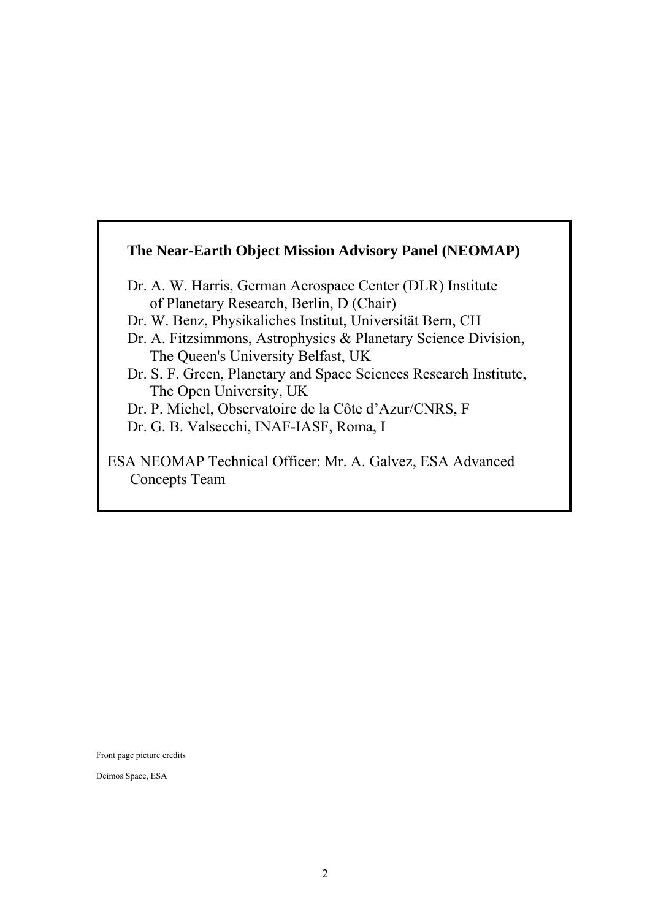**The Near-Earth Object Mission Advisory Panel (NEOMAP)**

Dr. A. W. Harris, German Aerospace Center (DLR) Institute of Planetary Research, Berlin, D (Chair)
Dr. W. Benz, Physikaliches Institut, Universität Bern, CH
Dr. A. Fitzsimmons, Astrophysics & Planetary Science Division, The Queen's University Belfast, UK
Dr. S. F. Green, Planetary and Space Sciences Research Institute, The Open University, UK
Dr. P. Michel, Observatoire de la Côte d'Azur/CNRS, F
Dr. G. B. Valsecchi, INAF-IASF, Roma, I

ESA NEOMAP Technical Officer: Mr. A. Galvez, ESA Advanced Concepts Team

Front page picture credits

Deimos Space, ESA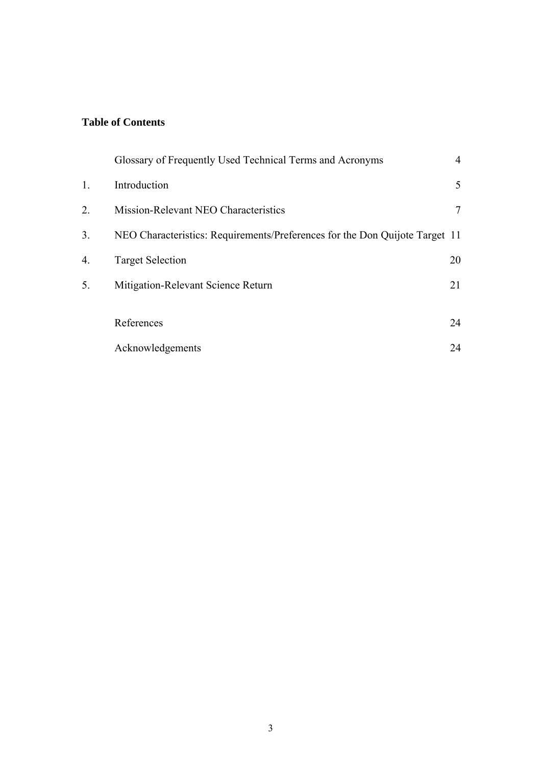**Table of Contents**

| | | |
|---|---|---|
| | Glossary of Frequently Used Technical Terms and Acronyms | 4 |
| 1. | Introduction | 5 |
| 2. | Mission-Relevant NEO Characteristics | 7 |
| 3. | NEO Characteristics: Requirements/Preferences for the Don Quijote Target | 11 |
| 4. | Target Selection | 20 |
| 5. | Mitigation-Relevant Science Return | 21 |
| | References | 24 |
| | Acknowledgements | 24 |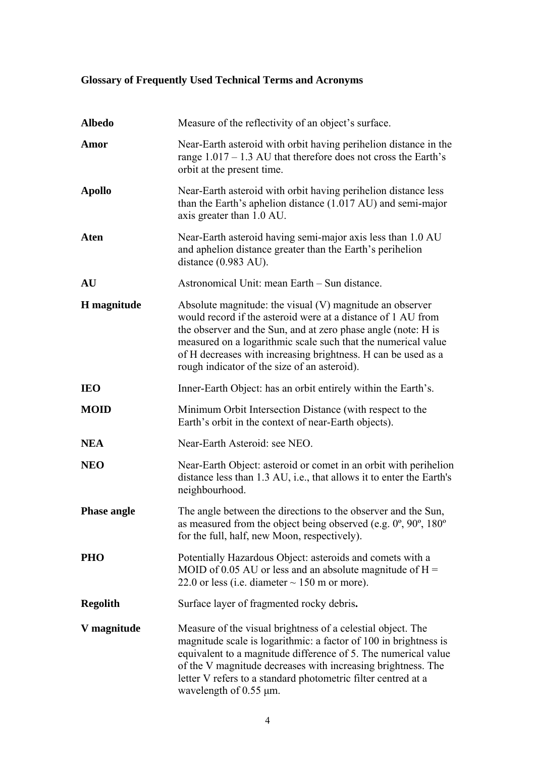## Glossary of Frequently Used Technical Terms and Acronyms

| | |
|---|---|
| **Albedo** | Measure of the reflectivity of an object's surface. |
| **Amor** | Near-Earth asteroid with orbit having perihelion distance in the range 1.017 – 1.3 AU that therefore does not cross the Earth's orbit at the present time. |
| **Apollo** | Near-Earth asteroid with orbit having perihelion distance less than the Earth's aphelion distance (1.017 AU) and semi-major axis greater than 1.0 AU. |
| **Aten** | Near-Earth asteroid having semi-major axis less than 1.0 AU and aphelion distance greater than the Earth's perihelion distance (0.983 AU). |
| **AU** | Astronomical Unit: mean Earth – Sun distance. |
| **H magnitude** | Absolute magnitude: the visual (V) magnitude an observer would record if the asteroid were at a distance of 1 AU from the observer and the Sun, and at zero phase angle (note: H is measured on a logarithmic scale such that the numerical value of H decreases with increasing brightness. H can be used as a rough indicator of the size of an asteroid). |
| **IEO** | Inner-Earth Object: has an orbit entirely within the Earth's. |
| **MOID** | Minimum Orbit Intersection Distance (with respect to the Earth's orbit in the context of near-Earth objects). |
| **NEA** | Near-Earth Asteroid: see NEO. |
| **NEO** | Near-Earth Object: asteroid or comet in an orbit with perihelion distance less than 1.3 AU, i.e., that allows it to enter the Earth's neighbourhood. |
| **Phase angle** | The angle between the directions to the observer and the Sun, as measured from the object being observed (e.g. 0º, 90º, 180º for the full, half, new Moon, respectively). |
| **PHO** | Potentially Hazardous Object: asteroids and comets with a MOID of 0.05 AU or less and an absolute magnitude of H = 22.0 or less (i.e. diameter ~ 150 m or more). |
| **Regolith** | Surface layer of fragmented rocky debris. |
| **V magnitude** | Measure of the visual brightness of a celestial object. The magnitude scale is logarithmic: a factor of 100 in brightness is equivalent to a magnitude difference of 5. The numerical value of the V magnitude decreases with increasing brightness. The letter V refers to a standard photometric filter centred at a wavelength of 0.55 μm. |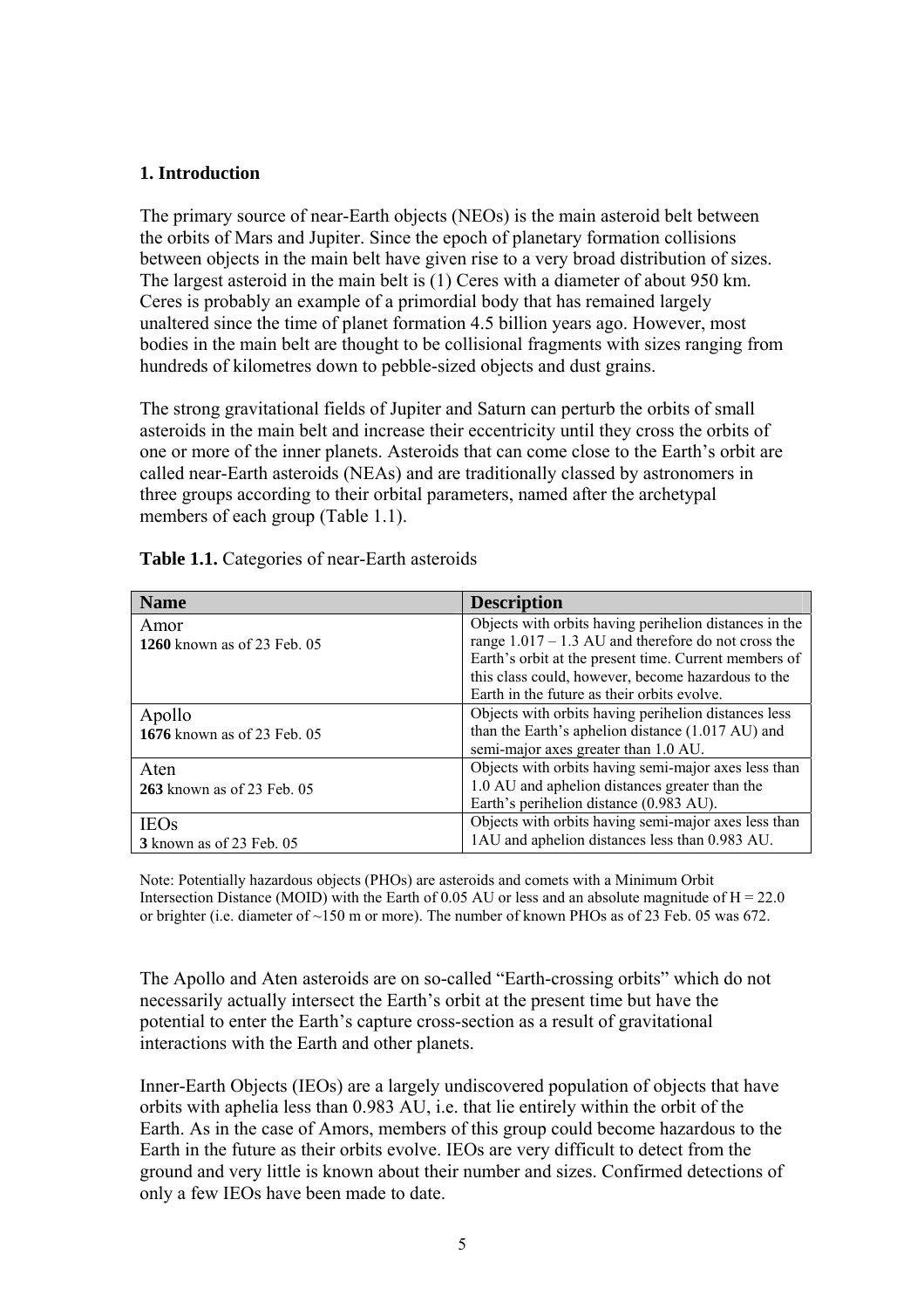## 1. Introduction

The primary source of near-Earth objects (NEOs) is the main asteroid belt between the orbits of Mars and Jupiter. Since the epoch of planetary formation collisions between objects in the main belt have given rise to a very broad distribution of sizes. The largest asteroid in the main belt is (1) Ceres with a diameter of about 950 km. Ceres is probably an example of a primordial body that has remained largely unaltered since the time of planet formation 4.5 billion years ago. However, most bodies in the main belt are thought to be collisional fragments with sizes ranging from hundreds of kilometres down to pebble-sized objects and dust grains.

The strong gravitational fields of Jupiter and Saturn can perturb the orbits of small asteroids in the main belt and increase their eccentricity until they cross the orbits of one or more of the inner planets. Asteroids that can come close to the Earth's orbit are called near-Earth asteroids (NEAs) and are traditionally classed by astronomers in three groups according to their orbital parameters, named after the archetypal members of each group (Table 1.1).

**Table 1.1.** Categories of near-Earth asteroids

| Name | Description |
|---|---|
| Amor<br>**1260** known as of 23 Feb. 05 | Objects with orbits having perihelion distances in the range 1.017 – 1.3 AU and therefore do not cross the Earth's orbit at the present time. Current members of this class could, however, become hazardous to the Earth in the future as their orbits evolve. |
| Apollo<br>**1676** known as of 23 Feb. 05 | Objects with orbits having perihelion distances less than the Earth's aphelion distance (1.017 AU) and semi-major axes greater than 1.0 AU. |
| Aten<br>**263** known as of 23 Feb. 05 | Objects with orbits having semi-major axes less than 1.0 AU and aphelion distances greater than the Earth's perihelion distance (0.983 AU). |
| IEOs<br>**3** known as of 23 Feb. 05 | Objects with orbits having semi-major axes less than 1AU and aphelion distances less than 0.983 AU. |

Note: Potentially hazardous objects (PHOs) are asteroids and comets with a Minimum Orbit Intersection Distance (MOID) with the Earth of 0.05 AU or less and an absolute magnitude of $H = 22.0$ or brighter (i.e. diameter of ~150 m or more). The number of known PHOs as of 23 Feb. 05 was 672.

The Apollo and Aten asteroids are on so-called "Earth-crossing orbits" which do not necessarily actually intersect the Earth's orbit at the present time but have the potential to enter the Earth's capture cross-section as a result of gravitational interactions with the Earth and other planets.

Inner-Earth Objects (IEOs) are a largely undiscovered population of objects that have orbits with aphelia less than 0.983 AU, i.e. that lie entirely within the orbit of the Earth. As in the case of Amors, members of this group could become hazardous to the Earth in the future as their orbits evolve. IEOs are very difficult to detect from the ground and very little is known about their number and sizes. Confirmed detections of only a few IEOs have been made to date.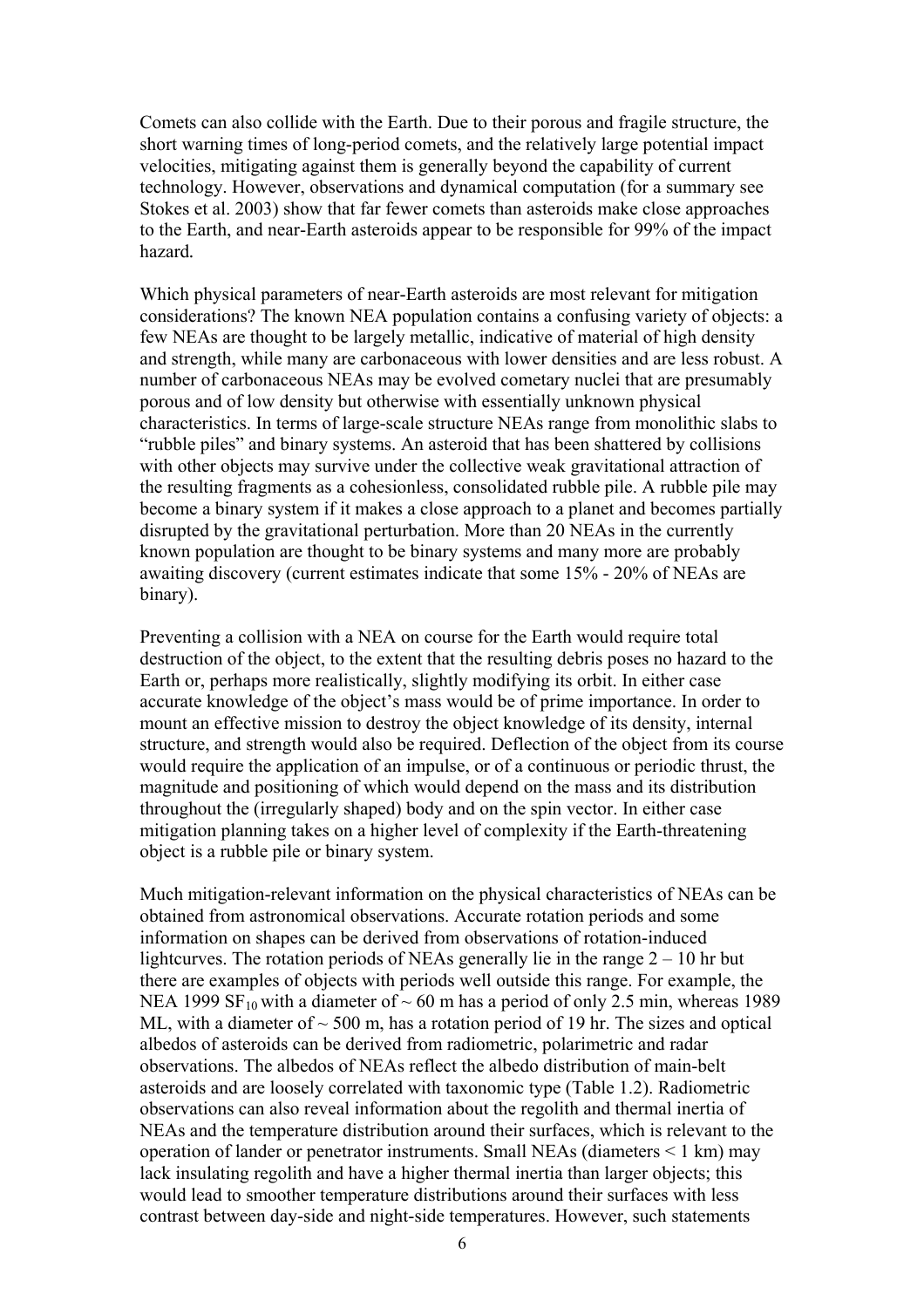Comets can also collide with the Earth. Due to their porous and fragile structure, the short warning times of long-period comets, and the relatively large potential impact velocities, mitigating against them is generally beyond the capability of current technology. However, observations and dynamical computation (for a summary see Stokes et al. 2003) show that far fewer comets than asteroids make close approaches to the Earth, and near-Earth asteroids appear to be responsible for 99% of the impact hazard.

Which physical parameters of near-Earth asteroids are most relevant for mitigation considerations? The known NEA population contains a confusing variety of objects: a few NEAs are thought to be largely metallic, indicative of material of high density and strength, while many are carbonaceous with lower densities and are less robust. A number of carbonaceous NEAs may be evolved cometary nuclei that are presumably porous and of low density but otherwise with essentially unknown physical characteristics. In terms of large-scale structure NEAs range from monolithic slabs to "rubble piles" and binary systems. An asteroid that has been shattered by collisions with other objects may survive under the collective weak gravitational attraction of the resulting fragments as a cohesionless, consolidated rubble pile. A rubble pile may become a binary system if it makes a close approach to a planet and becomes partially disrupted by the gravitational perturbation. More than 20 NEAs in the currently known population are thought to be binary systems and many more are probably awaiting discovery (current estimates indicate that some 15% - 20% of NEAs are binary).

Preventing a collision with a NEA on course for the Earth would require total destruction of the object, to the extent that the resulting debris poses no hazard to the Earth or, perhaps more realistically, slightly modifying its orbit. In either case accurate knowledge of the object's mass would be of prime importance. In order to mount an effective mission to destroy the object knowledge of its density, internal structure, and strength would also be required. Deflection of the object from its course would require the application of an impulse, or of a continuous or periodic thrust, the magnitude and positioning of which would depend on the mass and its distribution throughout the (irregularly shaped) body and on the spin vector. In either case mitigation planning takes on a higher level of complexity if the Earth-threatening object is a rubble pile or binary system.

Much mitigation-relevant information on the physical characteristics of NEAs can be obtained from astronomical observations. Accurate rotation periods and some information on shapes can be derived from observations of rotation-induced lightcurves. The rotation periods of NEAs generally lie in the range 2 – 10 hr but there are examples of objects with periods well outside this range. For example, the NEA 1999 $SF_{10}$ with a diameter of ~ 60 m has a period of only 2.5 min, whereas 1989 ML, with a diameter of ~ 500 m, has a rotation period of 19 hr. The sizes and optical albedos of asteroids can be derived from radiometric, polarimetric and radar observations. The albedos of NEAs reflect the albedo distribution of main-belt asteroids and are loosely correlated with taxonomic type (Table 1.2). Radiometric observations can also reveal information about the regolith and thermal inertia of NEAs and the temperature distribution around their surfaces, which is relevant to the operation of lander or penetrator instruments. Small NEAs (diameters < 1 km) may lack insulating regolith and have a higher thermal inertia than larger objects; this would lead to smoother temperature distributions around their surfaces with less contrast between day-side and night-side temperatures. However, such statements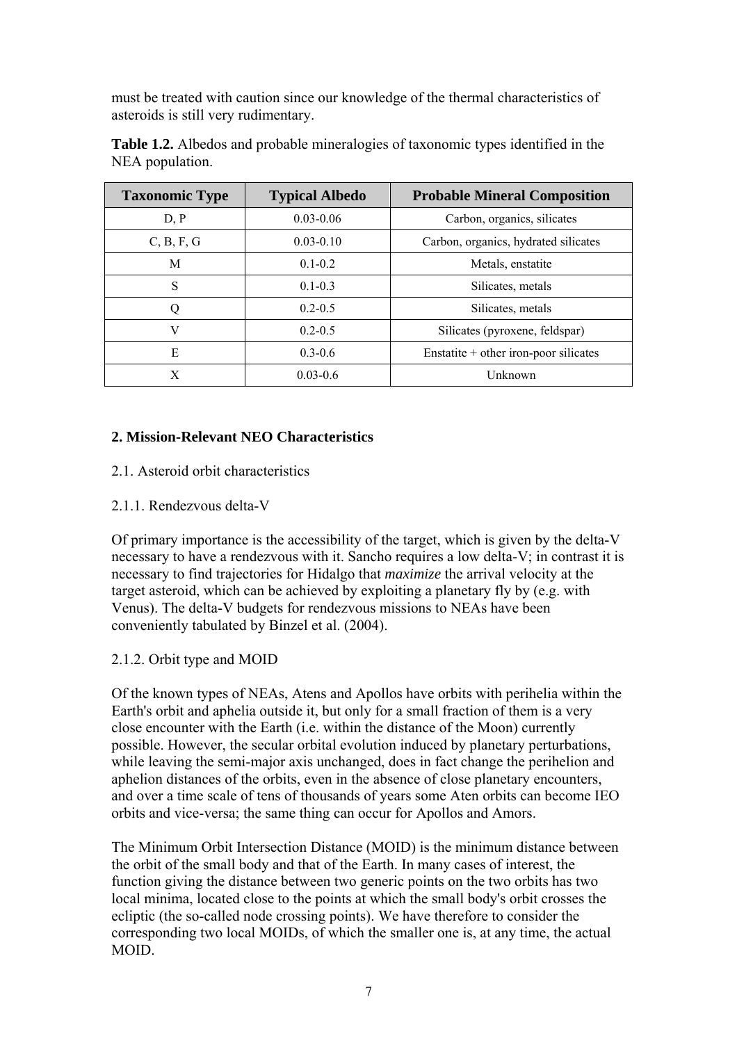must be treated with caution since our knowledge of the thermal characteristics of asteroids is still very rudimentary.

**Table 1.2.** Albedos and probable mineralogies of taxonomic types identified in the NEA population.

| Taxonomic Type | Typical Albedo | Probable Mineral Composition |
| --- | --- | --- |
| D, P | 0.03-0.06 | Carbon, organics, silicates |
| C, B, F, G | 0.03-0.10 | Carbon, organics, hydrated silicates |
| M | 0.1-0.2 | Metals, enstatite |
| S | 0.1-0.3 | Silicates, metals |
| Q | 0.2-0.5 | Silicates, metals |
| V | 0.2-0.5 | Silicates (pyroxene, feldspar) |
| E | 0.3-0.6 | Enstatite + other iron-poor silicates |
| X | 0.03-0.6 | Unknown |

## 2. Mission-Relevant NEO Characteristics

### 2.1. Asteroid orbit characteristics

#### 2.1.1. Rendezvous delta-V

Of primary importance is the accessibility of the target, which is given by the delta-V necessary to have a rendezvous with it. Sancho requires a low delta-V; in contrast it is necessary to find trajectories for Hidalgo that *maximize* the arrival velocity at the target asteroid, which can be achieved by exploiting a planetary fly by (e.g. with Venus). The delta-V budgets for rendezvous missions to NEAs have been conveniently tabulated by Binzel et al. (2004).

#### 2.1.2. Orbit type and MOID

Of the known types of NEAs, Atens and Apollos have orbits with perihelia within the Earth's orbit and aphelia outside it, but only for a small fraction of them is a very close encounter with the Earth (i.e. within the distance of the Moon) currently possible. However, the secular orbital evolution induced by planetary perturbations, while leaving the semi-major axis unchanged, does in fact change the perihelion and aphelion distances of the orbits, even in the absence of close planetary encounters, and over a time scale of tens of thousands of years some Aten orbits can become IEO orbits and vice-versa; the same thing can occur for Apollos and Amors.

The Minimum Orbit Intersection Distance (MOID) is the minimum distance between the orbit of the small body and that of the Earth. In many cases of interest, the function giving the distance between two generic points on the two orbits has two local minima, located close to the points at which the small body's orbit crosses the ecliptic (the so-called node crossing points). We have therefore to consider the corresponding two local MOIDs, of which the smaller one is, at any time, the actual MOID.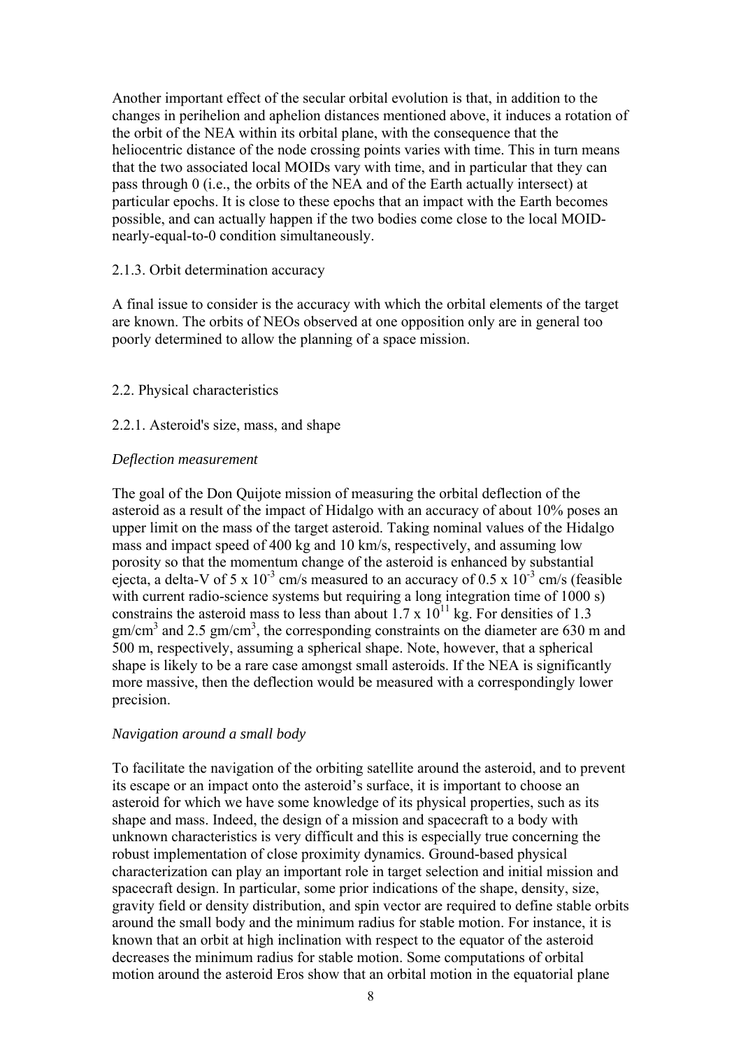Another important effect of the secular orbital evolution is that, in addition to the changes in perihelion and aphelion distances mentioned above, it induces a rotation of the orbit of the NEA within its orbital plane, with the consequence that the heliocentric distance of the node crossing points varies with time. This in turn means that the two associated local MOIDs vary with time, and in particular that they can pass through 0 (i.e., the orbits of the NEA and of the Earth actually intersect) at particular epochs. It is close to these epochs that an impact with the Earth becomes possible, and can actually happen if the two bodies come close to the local MOID-nearly-equal-to-0 condition simultaneously.

#### 2.1.3. Orbit determination accuracy

A final issue to consider is the accuracy with which the orbital elements of the target are known. The orbits of NEOs observed at one opposition only are in general too poorly determined to allow the planning of a space mission.

### 2.2. Physical characteristics

#### 2.2.1. Asteroid's size, mass, and shape

*Deflection measurement*

The goal of the Don Quijote mission of measuring the orbital deflection of the asteroid as a result of the impact of Hidalgo with an accuracy of about 10% poses an upper limit on the mass of the target asteroid. Taking nominal values of the Hidalgo mass and impact speed of 400 kg and 10 km/s, respectively, and assuming low porosity so that the momentum change of the asteroid is enhanced by substantial ejecta, a delta-V of $5 \times 10^{-3}$ cm/s measured to an accuracy of $0.5 \times 10^{-3}$ cm/s (feasible with current radio-science systems but requiring a long integration time of 1000 s) constrains the asteroid mass to less than about $1.7 \times 10^{11}$ kg. For densities of 1.3 gm/cm$^3$ and 2.5 gm/cm$^3$, the corresponding constraints on the diameter are 630 m and 500 m, respectively, assuming a spherical shape. Note, however, that a spherical shape is likely to be a rare case amongst small asteroids. If the NEA is significantly more massive, then the deflection would be measured with a correspondingly lower precision.

*Navigation around a small body*

To facilitate the navigation of the orbiting satellite around the asteroid, and to prevent its escape or an impact onto the asteroid's surface, it is important to choose an asteroid for which we have some knowledge of its physical properties, such as its shape and mass. Indeed, the design of a mission and spacecraft to a body with unknown characteristics is very difficult and this is especially true concerning the robust implementation of close proximity dynamics. Ground-based physical characterization can play an important role in target selection and initial mission and spacecraft design. In particular, some prior indications of the shape, density, size, gravity field or density distribution, and spin vector are required to define stable orbits around the small body and the minimum radius for stable motion. For instance, it is known that an orbit at high inclination with respect to the equator of the asteroid decreases the minimum radius for stable motion. Some computations of orbital motion around the asteroid Eros show that an orbital motion in the equatorial plane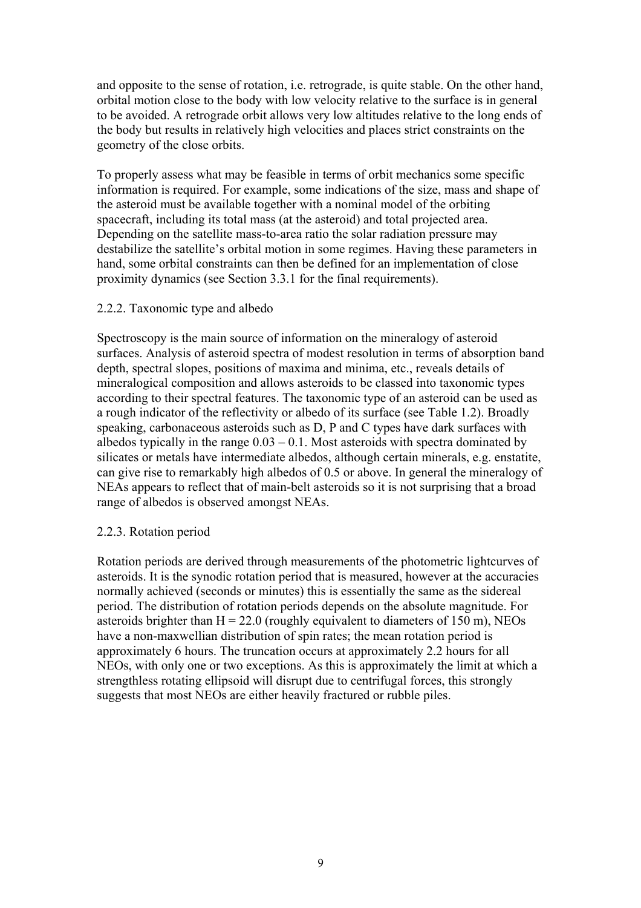and opposite to the sense of rotation, i.e. retrograde, is quite stable. On the other hand, orbital motion close to the body with low velocity relative to the surface is in general to be avoided. A retrograde orbit allows very low altitudes relative to the long ends of the body but results in relatively high velocities and places strict constraints on the geometry of the close orbits.

To properly assess what may be feasible in terms of orbit mechanics some specific information is required. For example, some indications of the size, mass and shape of the asteroid must be available together with a nominal model of the orbiting spacecraft, including its total mass (at the asteroid) and total projected area. Depending on the satellite mass-to-area ratio the solar radiation pressure may destabilize the satellite's orbital motion in some regimes. Having these parameters in hand, some orbital constraints can then be defined for an implementation of close proximity dynamics (see Section 3.3.1 for the final requirements).

### 2.2.2. Taxonomic type and albedo

Spectroscopy is the main source of information on the mineralogy of asteroid surfaces. Analysis of asteroid spectra of modest resolution in terms of absorption band depth, spectral slopes, positions of maxima and minima, etc., reveals details of mineralogical composition and allows asteroids to be classed into taxonomic types according to their spectral features. The taxonomic type of an asteroid can be used as a rough indicator of the reflectivity or albedo of its surface (see Table 1.2). Broadly speaking, carbonaceous asteroids such as D, P and C types have dark surfaces with albedos typically in the range 0.03 – 0.1. Most asteroids with spectra dominated by silicates or metals have intermediate albedos, although certain minerals, e.g. enstatite, can give rise to remarkably high albedos of 0.5 or above. In general the mineralogy of NEAs appears to reflect that of main-belt asteroids so it is not surprising that a broad range of albedos is observed amongst NEAs.

### 2.2.3. Rotation period

Rotation periods are derived through measurements of the photometric lightcurves of asteroids. It is the synodic rotation period that is measured, however at the accuracies normally achieved (seconds or minutes) this is essentially the same as the sidereal period. The distribution of rotation periods depends on the absolute magnitude. For asteroids brighter than $H = 22.0$ (roughly equivalent to diameters of 150 m), NEOs have a non-maxwellian distribution of spin rates; the mean rotation period is approximately 6 hours. The truncation occurs at approximately 2.2 hours for all NEOs, with only one or two exceptions. As this is approximately the limit at which a strengthless rotating ellipsoid will disrupt due to centrifugal forces, this strongly suggests that most NEOs are either heavily fractured or rubble piles.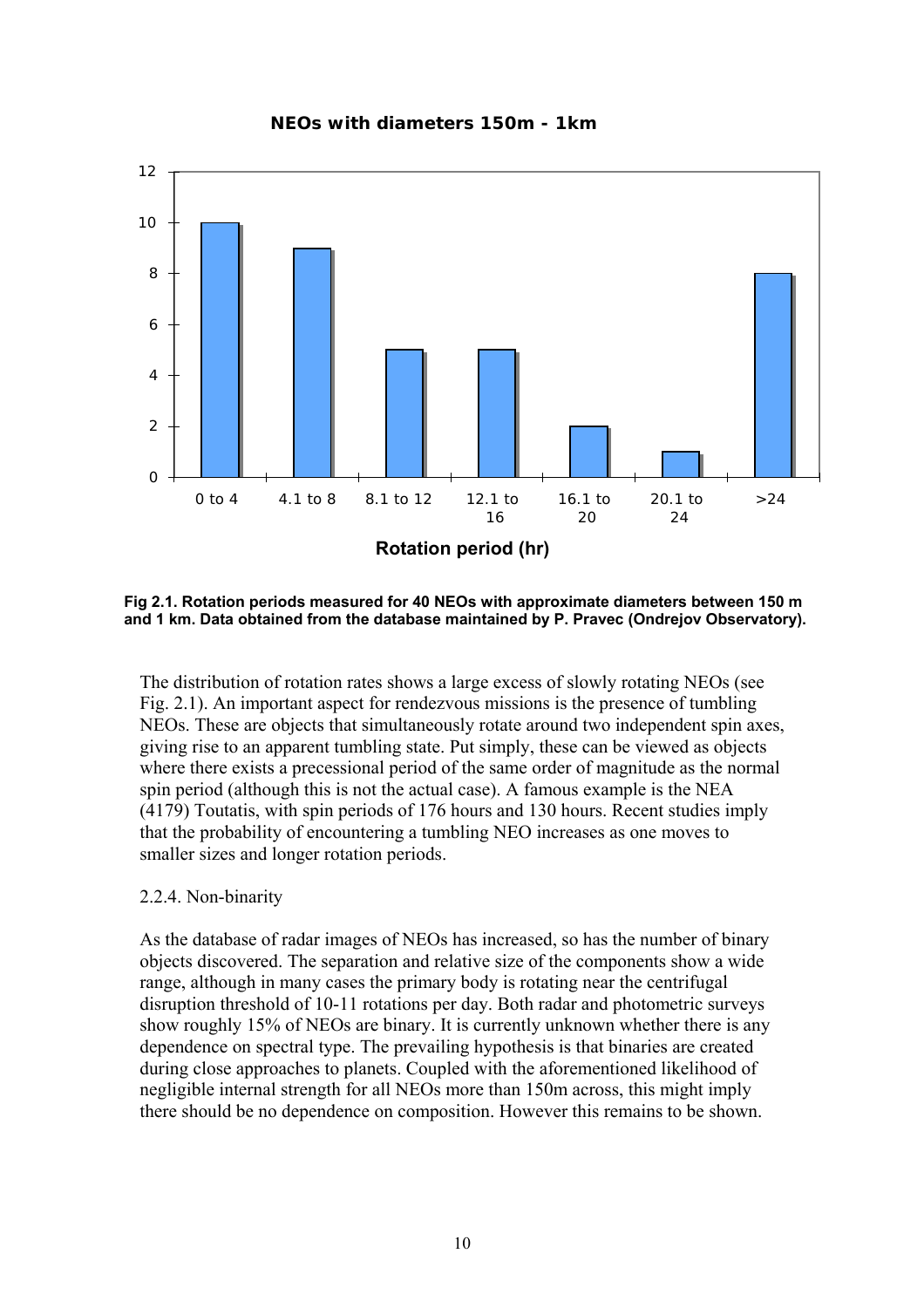**NEOs with diameters 150m - 1km**

| Rotation period (hr) | Count |
|---|---|
| 0 to 4 | 10 |
| 4.1 to 8 | 9 |
| 8.1 to 12 | 5 |
| 12.1 to 16 | 5 |
| 16.1 to 20 | 2 |
| 20.1 to 24 | 1 |
| >24 | 8 |

**Fig 2.1. Rotation periods measured for 40 NEOs with approximate diameters between 150 m and 1 km. Data obtained from the database maintained by P. Pravec (Ondrejov Observatory).**

The distribution of rotation rates shows a large excess of slowly rotating NEOs (see Fig. 2.1). An important aspect for rendezvous missions is the presence of tumbling NEOs. These are objects that simultaneously rotate around two independent spin axes, giving rise to an apparent tumbling state. Put simply, these can be viewed as objects where there exists a precessional period of the same order of magnitude as the normal spin period (although this is not the actual case). A famous example is the NEA (4179) Toutatis, with spin periods of 176 hours and 130 hours. Recent studies imply that the probability of encountering a tumbling NEO increases as one moves to smaller sizes and longer rotation periods.

2.2.4. Non-binarity

As the database of radar images of NEOs has increased, so has the number of binary objects discovered. The separation and relative size of the components show a wide range, although in many cases the primary body is rotating near the centrifugal disruption threshold of 10-11 rotations per day. Both radar and photometric surveys show roughly 15% of NEOs are binary. It is currently unknown whether there is any dependence on spectral type. The prevailing hypothesis is that binaries are created during close approaches to planets. Coupled with the aforementioned likelihood of negligible internal strength for all NEOs more than 150m across, this might imply there should be no dependence on composition. However this remains to be shown.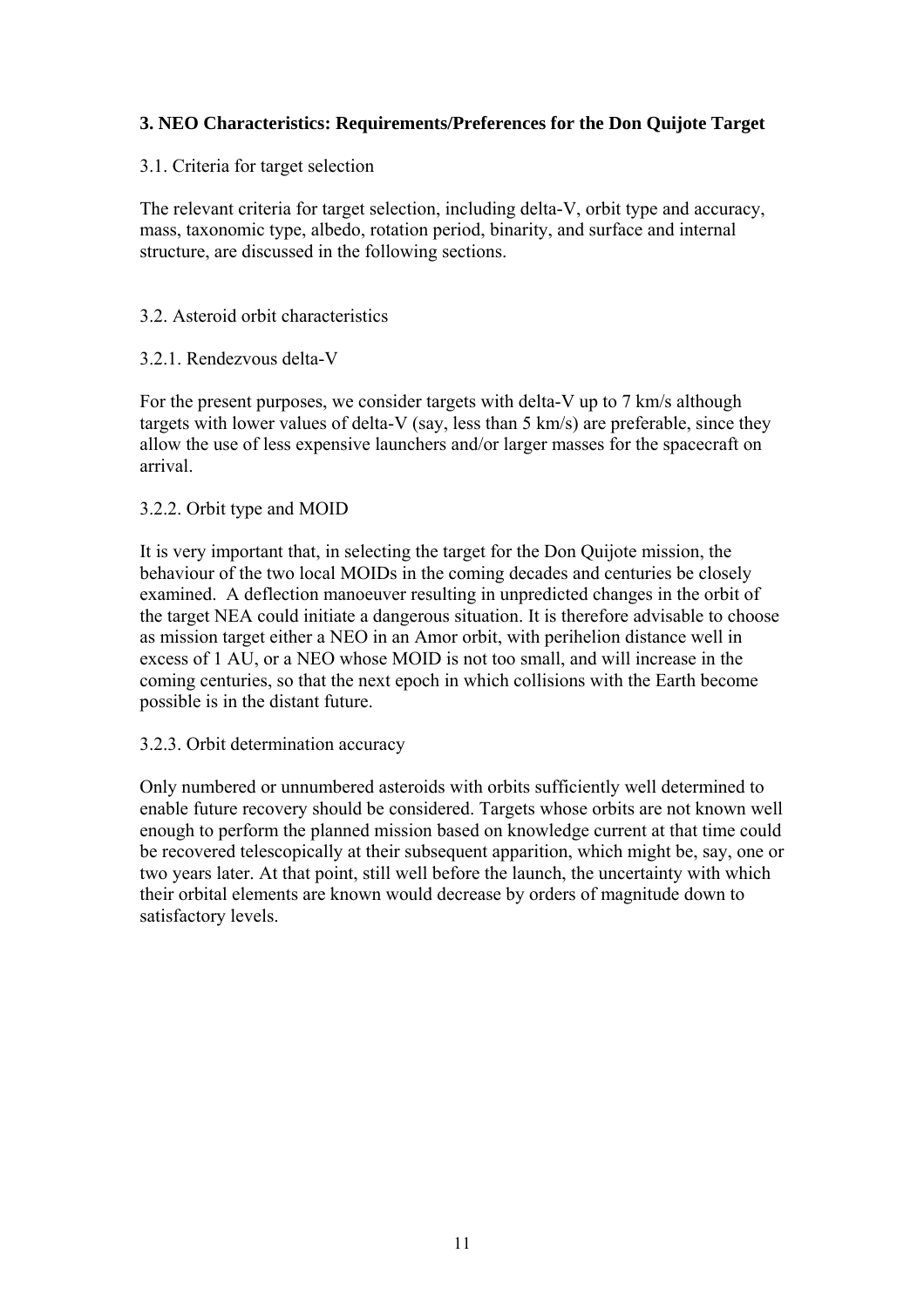## 3. NEO Characteristics: Requirements/Preferences for the Don Quijote Target

### 3.1. Criteria for target selection

The relevant criteria for target selection, including delta-V, orbit type and accuracy, mass, taxonomic type, albedo, rotation period, binarity, and surface and internal structure, are discussed in the following sections.

### 3.2. Asteroid orbit characteristics

#### 3.2.1. Rendezvous delta-V

For the present purposes, we consider targets with delta-V up to 7 km/s although targets with lower values of delta-V (say, less than 5 km/s) are preferable, since they allow the use of less expensive launchers and/or larger masses for the spacecraft on arrival.

#### 3.2.2. Orbit type and MOID

It is very important that, in selecting the target for the Don Quijote mission, the behaviour of the two local MOIDs in the coming decades and centuries be closely examined. A deflection manoeuver resulting in unpredicted changes in the orbit of the target NEA could initiate a dangerous situation. It is therefore advisable to choose as mission target either a NEO in an Amor orbit, with perihelion distance well in excess of 1 AU, or a NEO whose MOID is not too small, and will increase in the coming centuries, so that the next epoch in which collisions with the Earth become possible is in the distant future.

#### 3.2.3. Orbit determination accuracy

Only numbered or unnumbered asteroids with orbits sufficiently well determined to enable future recovery should be considered. Targets whose orbits are not known well enough to perform the planned mission based on knowledge current at that time could be recovered telescopically at their subsequent apparition, which might be, say, one or two years later. At that point, still well before the launch, the uncertainty with which their orbital elements are known would decrease by orders of magnitude down to satisfactory levels.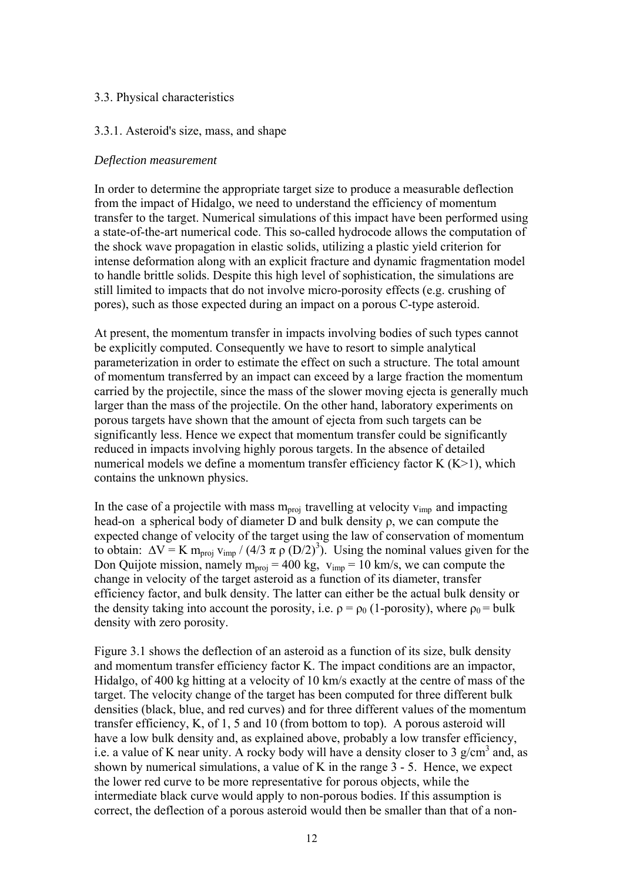3.3. Physical characteristics

3.3.1. Asteroid's size, mass, and shape

*Deflection measurement*

In order to determine the appropriate target size to produce a measurable deflection from the impact of Hidalgo, we need to understand the efficiency of momentum transfer to the target. Numerical simulations of this impact have been performed using a state-of-the-art numerical code. This so-called hydrocode allows the computation of the shock wave propagation in elastic solids, utilizing a plastic yield criterion for intense deformation along with an explicit fracture and dynamic fragmentation model to handle brittle solids. Despite this high level of sophistication, the simulations are still limited to impacts that do not involve micro-porosity effects (e.g. crushing of pores), such as those expected during an impact on a porous C-type asteroid.

At present, the momentum transfer in impacts involving bodies of such types cannot be explicitly computed. Consequently we have to resort to simple analytical parameterization in order to estimate the effect on such a structure. The total amount of momentum transferred by an impact can exceed by a large fraction the momentum carried by the projectile, since the mass of the slower moving ejecta is generally much larger than the mass of the projectile. On the other hand, laboratory experiments on porous targets have shown that the amount of ejecta from such targets can be significantly less. Hence we expect that momentum transfer could be significantly reduced in impacts involving highly porous targets. In the absence of detailed numerical models we define a momentum transfer efficiency factor K (K>1), which contains the unknown physics.

In the case of a projectile with mass $m_{proj}$ travelling at velocity $v_{imp}$ and impacting head-on a spherical body of diameter D and bulk density $\rho$, we can compute the expected change of velocity of the target using the law of conservation of momentum to obtain: $\Delta V = K\, m_{proj}\, v_{imp} / (4/3\, \pi\, \rho\, (D/2)^3)$. Using the nominal values given for the Don Quijote mission, namely $m_{proj} = 400$ kg, $v_{imp} = 10$ km/s, we can compute the change in velocity of the target asteroid as a function of its diameter, transfer efficiency factor, and bulk density. The latter can either be the actual bulk density or the density taking into account the porosity, i.e. $\rho = \rho_0$ (1-porosity), where $\rho_0$ = bulk density with zero porosity.

Figure 3.1 shows the deflection of an asteroid as a function of its size, bulk density and momentum transfer efficiency factor K. The impact conditions are an impactor, Hidalgo, of 400 kg hitting at a velocity of 10 km/s exactly at the centre of mass of the target. The velocity change of the target has been computed for three different bulk densities (black, blue, and red curves) and for three different values of the momentum transfer efficiency, K, of 1, 5 and 10 (from bottom to top). A porous asteroid will have a low bulk density and, as explained above, probably a low transfer efficiency, i.e. a value of K near unity. A rocky body will have a density closer to 3 g/cm$^3$ and, as shown by numerical simulations, a value of K in the range 3 - 5. Hence, we expect the lower red curve to be more representative for porous objects, while the intermediate black curve would apply to non-porous bodies. If this assumption is correct, the deflection of a porous asteroid would then be smaller than that of a non-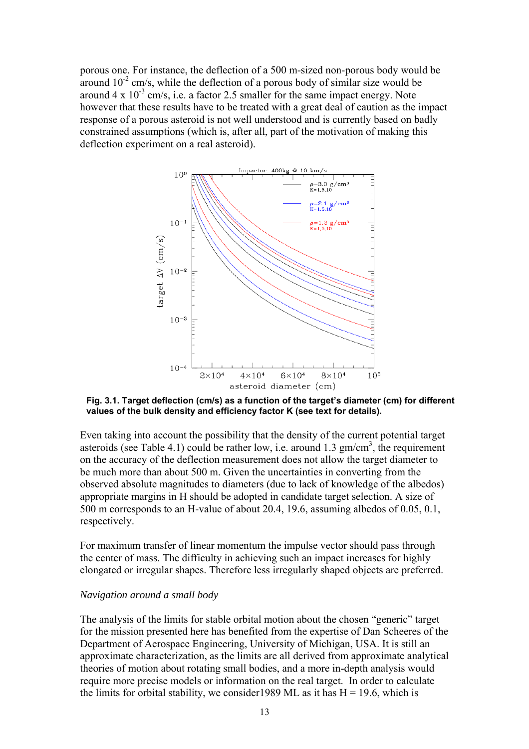porous one. For instance, the deflection of a 500 m-sized non-porous body would be around $10^{-2}$ cm/s, while the deflection of a porous body of similar size would be around $4 \times 10^{-3}$ cm/s, i.e. a factor 2.5 smaller for the same impact energy. Note however that these results have to be treated with a great deal of caution as the impact response of a porous asteroid is not well understood and is currently based on badly constrained assumptions (which is, after all, part of the motivation of making this deflection experiment on a real asteroid).

**Fig. 3.1. Target deflection (cm/s) as a function of the target's diameter (cm) for different values of the bulk density and efficiency factor K (see text for details).**

Even taking into account the possibility that the density of the current potential target asteroids (see Table 4.1) could be rather low, i.e. around 1.3 gm/cm$^3$, the requirement on the accuracy of the deflection measurement does not allow the target diameter to be much more than about 500 m. Given the uncertainties in converting from the observed absolute magnitudes to diameters (due to lack of knowledge of the albedos) appropriate margins in H should be adopted in candidate target selection. A size of 500 m corresponds to an H-value of about 20.4, 19.6, assuming albedos of 0.05, 0.1, respectively.

For maximum transfer of linear momentum the impulse vector should pass through the center of mass. The difficulty in achieving such an impact increases for highly elongated or irregular shapes. Therefore less irregularly shaped objects are preferred.

*Navigation around a small body*

The analysis of the limits for stable orbital motion about the chosen "generic" target for the mission presented here has benefited from the expertise of Dan Scheeres of the Department of Aerospace Engineering, University of Michigan, USA. It is still an approximate characterization, as the limits are all derived from approximate analytical theories of motion about rotating small bodies, and a more in-depth analysis would require more precise models or information on the real target. In order to calculate the limits for orbital stability, we consider1989 ML as it has H = 19.6, which is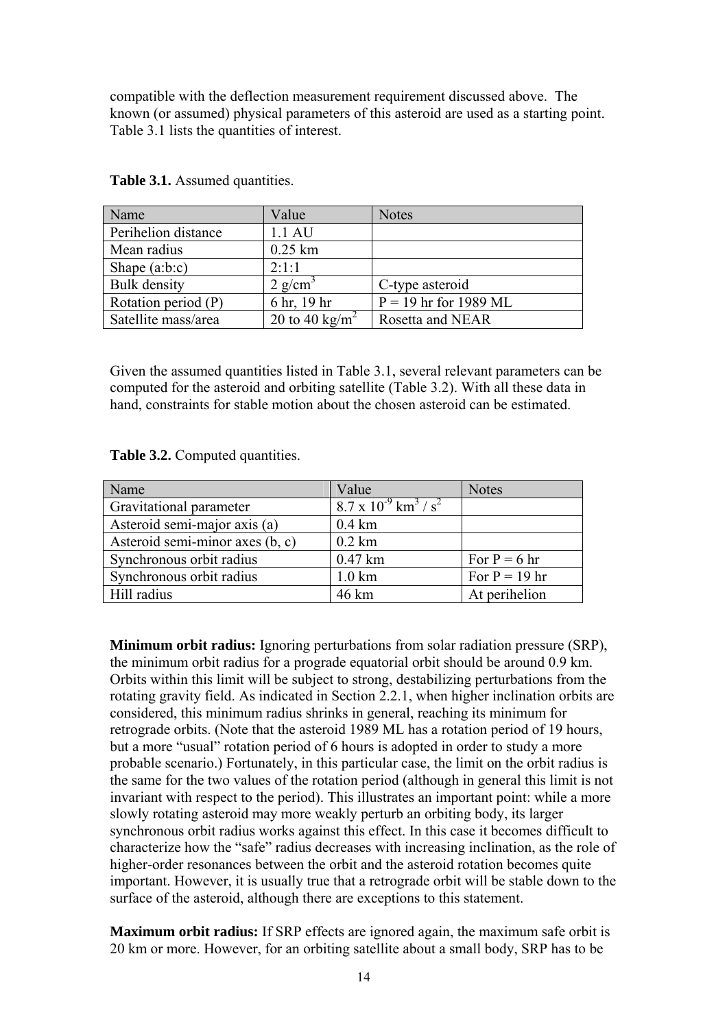compatible with the deflection measurement requirement discussed above. The known (or assumed) physical parameters of this asteroid are used as a starting point. Table 3.1 lists the quantities of interest.

**Table 3.1.** Assumed quantities.

| Name | Value | Notes |
| --- | --- | --- |
| Perihelion distance | 1.1 AU | |
| Mean radius | 0.25 km | |
| Shape (a:b:c) | 2:1:1 | |
| Bulk density | 2 g/cm$^3$ | C-type asteroid |
| Rotation period (P) | 6 hr, 19 hr | P = 19 hr for 1989 ML |
| Satellite mass/area | 20 to 40 kg/m$^2$ | Rosetta and NEAR |

Given the assumed quantities listed in Table 3.1, several relevant parameters can be computed for the asteroid and orbiting satellite (Table 3.2). With all these data in hand, constraints for stable motion about the chosen asteroid can be estimated.

**Table 3.2.** Computed quantities.

| Name | Value | Notes |
| --- | --- | --- |
| Gravitational parameter | $8.7 \times 10^{-9}$ km$^3$ / s$^2$ | |
| Asteroid semi-major axis (a) | 0.4 km | |
| Asteroid semi-minor axes (b, c) | 0.2 km | |
| Synchronous orbit radius | 0.47 km | For P = 6 hr |
| Synchronous orbit radius | 1.0 km | For P = 19 hr |
| Hill radius | 46 km | At perihelion |

**Minimum orbit radius:** Ignoring perturbations from solar radiation pressure (SRP), the minimum orbit radius for a prograde equatorial orbit should be around 0.9 km. Orbits within this limit will be subject to strong, destabilizing perturbations from the rotating gravity field. As indicated in Section 2.2.1, when higher inclination orbits are considered, this minimum radius shrinks in general, reaching its minimum for retrograde orbits. (Note that the asteroid 1989 ML has a rotation period of 19 hours, but a more "usual" rotation period of 6 hours is adopted in order to study a more probable scenario.) Fortunately, in this particular case, the limit on the orbit radius is the same for the two values of the rotation period (although in general this limit is not invariant with respect to the period). This illustrates an important point: while a more slowly rotating asteroid may more weakly perturb an orbiting body, its larger synchronous orbit radius works against this effect. In this case it becomes difficult to characterize how the "safe" radius decreases with increasing inclination, as the role of higher-order resonances between the orbit and the asteroid rotation becomes quite important. However, it is usually true that a retrograde orbit will be stable down to the surface of the asteroid, although there are exceptions to this statement.

**Maximum orbit radius:** If SRP effects are ignored again, the maximum safe orbit is 20 km or more. However, for an orbiting satellite about a small body, SRP has to be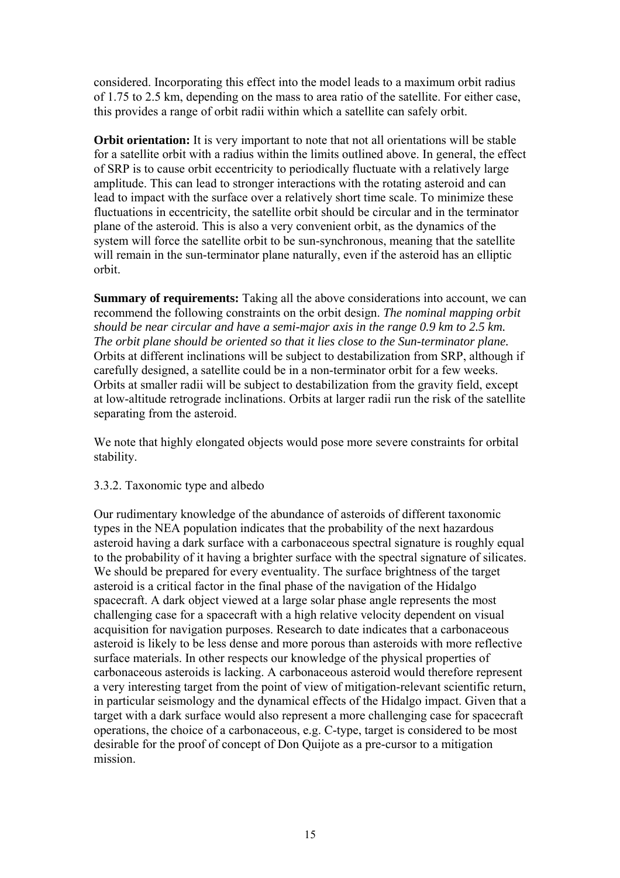considered. Incorporating this effect into the model leads to a maximum orbit radius of 1.75 to 2.5 km, depending on the mass to area ratio of the satellite. For either case, this provides a range of orbit radii within which a satellite can safely orbit.

**Orbit orientation:** It is very important to note that not all orientations will be stable for a satellite orbit with a radius within the limits outlined above. In general, the effect of SRP is to cause orbit eccentricity to periodically fluctuate with a relatively large amplitude. This can lead to stronger interactions with the rotating asteroid and can lead to impact with the surface over a relatively short time scale. To minimize these fluctuations in eccentricity, the satellite orbit should be circular and in the terminator plane of the asteroid. This is also a very convenient orbit, as the dynamics of the system will force the satellite orbit to be sun-synchronous, meaning that the satellite will remain in the sun-terminator plane naturally, even if the asteroid has an elliptic orbit.

**Summary of requirements:** Taking all the above considerations into account, we can recommend the following constraints on the orbit design. *The nominal mapping orbit should be near circular and have a semi-major axis in the range 0.9 km to 2.5 km. The orbit plane should be oriented so that it lies close to the Sun-terminator plane.* Orbits at different inclinations will be subject to destabilization from SRP, although if carefully designed, a satellite could be in a non-terminator orbit for a few weeks. Orbits at smaller radii will be subject to destabilization from the gravity field, except at low-altitude retrograde inclinations. Orbits at larger radii run the risk of the satellite separating from the asteroid.

We note that highly elongated objects would pose more severe constraints for orbital stability.

### 3.3.2. Taxonomic type and albedo

Our rudimentary knowledge of the abundance of asteroids of different taxonomic types in the NEA population indicates that the probability of the next hazardous asteroid having a dark surface with a carbonaceous spectral signature is roughly equal to the probability of it having a brighter surface with the spectral signature of silicates. We should be prepared for every eventuality. The surface brightness of the target asteroid is a critical factor in the final phase of the navigation of the Hidalgo spacecraft. A dark object viewed at a large solar phase angle represents the most challenging case for a spacecraft with a high relative velocity dependent on visual acquisition for navigation purposes. Research to date indicates that a carbonaceous asteroid is likely to be less dense and more porous than asteroids with more reflective surface materials. In other respects our knowledge of the physical properties of carbonaceous asteroids is lacking. A carbonaceous asteroid would therefore represent a very interesting target from the point of view of mitigation-relevant scientific return, in particular seismology and the dynamical effects of the Hidalgo impact. Given that a target with a dark surface would also represent a more challenging case for spacecraft operations, the choice of a carbonaceous, e.g. C-type, target is considered to be most desirable for the proof of concept of Don Quijote as a pre-cursor to a mitigation mission.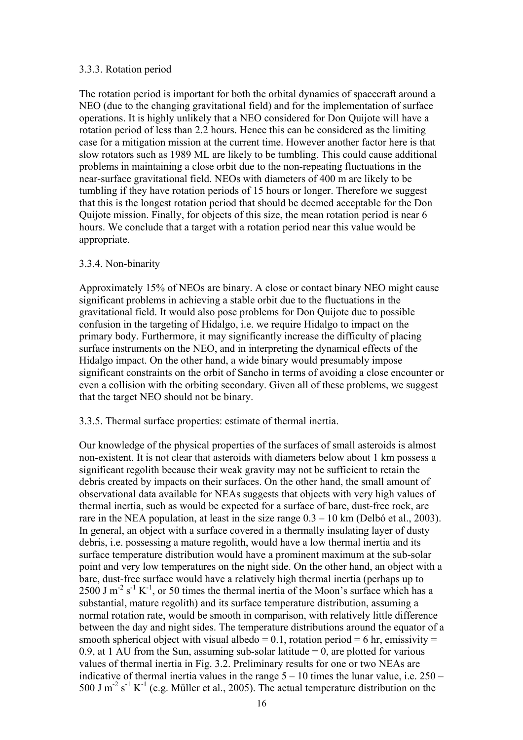### 3.3.3. Rotation period

The rotation period is important for both the orbital dynamics of spacecraft around a NEO (due to the changing gravitational field) and for the implementation of surface operations. It is highly unlikely that a NEO considered for Don Quijote will have a rotation period of less than 2.2 hours. Hence this can be considered as the limiting case for a mitigation mission at the current time. However another factor here is that slow rotators such as 1989 ML are likely to be tumbling. This could cause additional problems in maintaining a close orbit due to the non-repeating fluctuations in the near-surface gravitational field. NEOs with diameters of 400 m are likely to be tumbling if they have rotation periods of 15 hours or longer. Therefore we suggest that this is the longest rotation period that should be deemed acceptable for the Don Quijote mission. Finally, for objects of this size, the mean rotation period is near 6 hours. We conclude that a target with a rotation period near this value would be appropriate.

### 3.3.4. Non-binarity

Approximately 15% of NEOs are binary. A close or contact binary NEO might cause significant problems in achieving a stable orbit due to the fluctuations in the gravitational field. It would also pose problems for Don Quijote due to possible confusion in the targeting of Hidalgo, i.e. we require Hidalgo to impact on the primary body. Furthermore, it may significantly increase the difficulty of placing surface instruments on the NEO, and in interpreting the dynamical effects of the Hidalgo impact. On the other hand, a wide binary would presumably impose significant constraints on the orbit of Sancho in terms of avoiding a close encounter or even a collision with the orbiting secondary. Given all of these problems, we suggest that the target NEO should not be binary.

### 3.3.5. Thermal surface properties: estimate of thermal inertia.

Our knowledge of the physical properties of the surfaces of small asteroids is almost non-existent. It is not clear that asteroids with diameters below about 1 km possess a significant regolith because their weak gravity may not be sufficient to retain the debris created by impacts on their surfaces. On the other hand, the small amount of observational data available for NEAs suggests that objects with very high values of thermal inertia, such as would be expected for a surface of bare, dust-free rock, are rare in the NEA population, at least in the size range 0.3 – 10 km (Delbó et al., 2003). In general, an object with a surface covered in a thermally insulating layer of dusty debris, i.e. possessing a mature regolith, would have a low thermal inertia and its surface temperature distribution would have a prominent maximum at the sub-solar point and very low temperatures on the night side. On the other hand, an object with a bare, dust-free surface would have a relatively high thermal inertia (perhaps up to 2500 J $m^{-2}$ $s^{-1}$ $K^{-1}$, or 50 times the thermal inertia of the Moon's surface which has a substantial, mature regolith) and its surface temperature distribution, assuming a normal rotation rate, would be smooth in comparison, with relatively little difference between the day and night sides. The temperature distributions around the equator of a smooth spherical object with visual albedo = 0.1, rotation period = 6 hr, emissivity = 0.9, at 1 AU from the Sun, assuming sub-solar latitude = 0, are plotted for various values of thermal inertia in Fig. 3.2. Preliminary results for one or two NEAs are indicative of thermal inertia values in the range 5 – 10 times the lunar value, i.e. 250 – 500 J $m^{-2}$ $s^{-1}$ $K^{-1}$ (e.g. Müller et al., 2005). The actual temperature distribution on the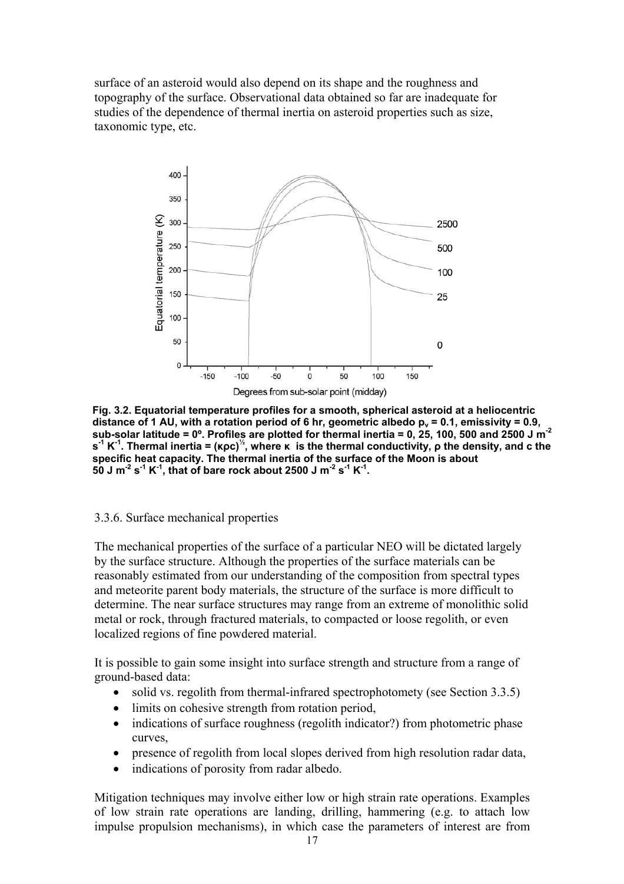surface of an asteroid would also depend on its shape and the roughness and topography of the surface. Observational data obtained so far are inadequate for studies of the dependence of thermal inertia on asteroid properties such as size, taxonomic type, etc.

**Fig. 3.2. Equatorial temperature profiles for a smooth, spherical asteroid at a heliocentric distance of 1 AU, with a rotation period of 6 hr, geometric albedo $p_v$ = 0.1, emissivity = 0.9, sub-solar latitude = 0º. Profiles are plotted for thermal inertia = 0, 25, 100, 500 and 2500 J m$^{-2}$ s$^{-1}$ K$^{-1}$. Thermal inertia = $(\kappa\rho c)^{1/2}$, where κ is the thermal conductivity, ρ the density, and c the specific heat capacity. The thermal inertia of the surface of the Moon is about 50 J m$^{-2}$ s$^{-1}$ K$^{-1}$, that of bare rock about 2500 J m$^{-2}$ s$^{-1}$ K$^{-1}$.**

3.3.6. Surface mechanical properties

The mechanical properties of the surface of a particular NEO will be dictated largely by the surface structure. Although the properties of the surface materials can be reasonably estimated from our understanding of the composition from spectral types and meteorite parent body materials, the structure of the surface is more difficult to determine. The near surface structures may range from an extreme of monolithic solid metal or rock, through fractured materials, to compacted or loose regolith, or even localized regions of fine powdered material.

It is possible to gain some insight into surface strength and structure from a range of ground-based data:

- solid vs. regolith from thermal-infrared spectrophotomety (see Section 3.3.5)
- limits on cohesive strength from rotation period,
- indications of surface roughness (regolith indicator?) from photometric phase curves,
- presence of regolith from local slopes derived from high resolution radar data,
- indications of porosity from radar albedo.

Mitigation techniques may involve either low or high strain rate operations. Examples of low strain rate operations are landing, drilling, hammering (e.g. to attach low impulse propulsion mechanisms), in which case the parameters of interest are from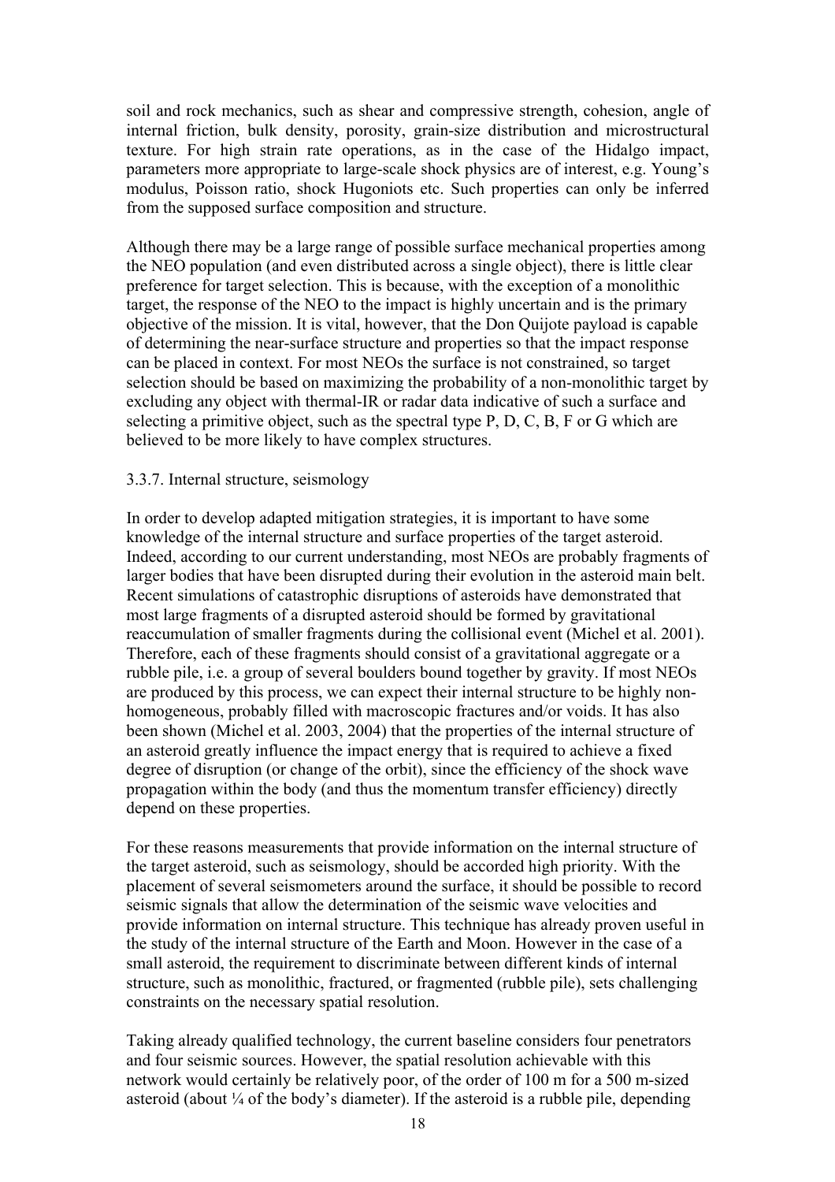soil and rock mechanics, such as shear and compressive strength, cohesion, angle of internal friction, bulk density, porosity, grain-size distribution and microstructural texture. For high strain rate operations, as in the case of the Hidalgo impact, parameters more appropriate to large-scale shock physics are of interest, e.g. Young's modulus, Poisson ratio, shock Hugoniots etc. Such properties can only be inferred from the supposed surface composition and structure.

Although there may be a large range of possible surface mechanical properties among the NEO population (and even distributed across a single object), there is little clear preference for target selection. This is because, with the exception of a monolithic target, the response of the NEO to the impact is highly uncertain and is the primary objective of the mission. It is vital, however, that the Don Quijote payload is capable of determining the near-surface structure and properties so that the impact response can be placed in context. For most NEOs the surface is not constrained, so target selection should be based on maximizing the probability of a non-monolithic target by excluding any object with thermal-IR or radar data indicative of such a surface and selecting a primitive object, such as the spectral type P, D, C, B, F or G which are believed to be more likely to have complex structures.

### 3.3.7. Internal structure, seismology

In order to develop adapted mitigation strategies, it is important to have some knowledge of the internal structure and surface properties of the target asteroid. Indeed, according to our current understanding, most NEOs are probably fragments of larger bodies that have been disrupted during their evolution in the asteroid main belt. Recent simulations of catastrophic disruptions of asteroids have demonstrated that most large fragments of a disrupted asteroid should be formed by gravitational reaccumulation of smaller fragments during the collisional event (Michel et al. 2001). Therefore, each of these fragments should consist of a gravitational aggregate or a rubble pile, i.e. a group of several boulders bound together by gravity. If most NEOs are produced by this process, we can expect their internal structure to be highly non-homogeneous, probably filled with macroscopic fractures and/or voids. It has also been shown (Michel et al. 2003, 2004) that the properties of the internal structure of an asteroid greatly influence the impact energy that is required to achieve a fixed degree of disruption (or change of the orbit), since the efficiency of the shock wave propagation within the body (and thus the momentum transfer efficiency) directly depend on these properties.

For these reasons measurements that provide information on the internal structure of the target asteroid, such as seismology, should be accorded high priority. With the placement of several seismometers around the surface, it should be possible to record seismic signals that allow the determination of the seismic wave velocities and provide information on internal structure. This technique has already proven useful in the study of the internal structure of the Earth and Moon. However in the case of a small asteroid, the requirement to discriminate between different kinds of internal structure, such as monolithic, fractured, or fragmented (rubble pile), sets challenging constraints on the necessary spatial resolution.

Taking already qualified technology, the current baseline considers four penetrators and four seismic sources. However, the spatial resolution achievable with this network would certainly be relatively poor, of the order of 100 m for a 500 m-sized asteroid (about ¼ of the body's diameter). If the asteroid is a rubble pile, depending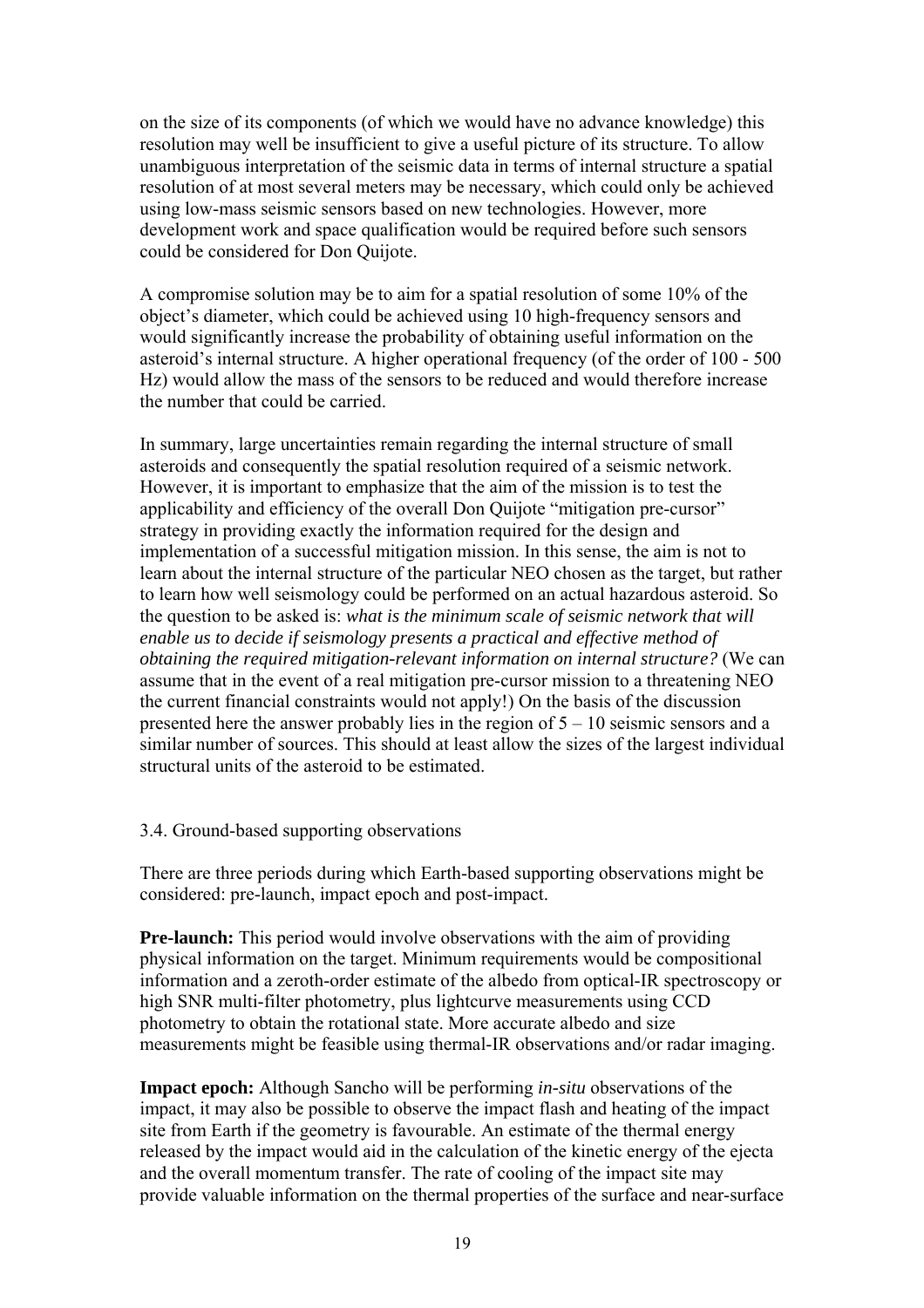on the size of its components (of which we would have no advance knowledge) this resolution may well be insufficient to give a useful picture of its structure. To allow unambiguous interpretation of the seismic data in terms of internal structure a spatial resolution of at most several meters may be necessary, which could only be achieved using low-mass seismic sensors based on new technologies. However, more development work and space qualification would be required before such sensors could be considered for Don Quijote.

A compromise solution may be to aim for a spatial resolution of some 10% of the object's diameter, which could be achieved using 10 high-frequency sensors and would significantly increase the probability of obtaining useful information on the asteroid's internal structure. A higher operational frequency (of the order of 100 - 500 Hz) would allow the mass of the sensors to be reduced and would therefore increase the number that could be carried.

In summary, large uncertainties remain regarding the internal structure of small asteroids and consequently the spatial resolution required of a seismic network. However, it is important to emphasize that the aim of the mission is to test the applicability and efficiency of the overall Don Quijote "mitigation pre-cursor" strategy in providing exactly the information required for the design and implementation of a successful mitigation mission. In this sense, the aim is not to learn about the internal structure of the particular NEO chosen as the target, but rather to learn how well seismology could be performed on an actual hazardous asteroid. So the question to be asked is: *what is the minimum scale of seismic network that will enable us to decide if seismology presents a practical and effective method of obtaining the required mitigation-relevant information on internal structure?* (We can assume that in the event of a real mitigation pre-cursor mission to a threatening NEO the current financial constraints would not apply!) On the basis of the discussion presented here the answer probably lies in the region of 5 – 10 seismic sensors and a similar number of sources. This should at least allow the sizes of the largest individual structural units of the asteroid to be estimated.

### 3.4. Ground-based supporting observations

There are three periods during which Earth-based supporting observations might be considered: pre-launch, impact epoch and post-impact.

**Pre-launch:** This period would involve observations with the aim of providing physical information on the target. Minimum requirements would be compositional information and a zeroth-order estimate of the albedo from optical-IR spectroscopy or high SNR multi-filter photometry, plus lightcurve measurements using CCD photometry to obtain the rotational state. More accurate albedo and size measurements might be feasible using thermal-IR observations and/or radar imaging.

**Impact epoch:** Although Sancho will be performing *in-situ* observations of the impact, it may also be possible to observe the impact flash and heating of the impact site from Earth if the geometry is favourable. An estimate of the thermal energy released by the impact would aid in the calculation of the kinetic energy of the ejecta and the overall momentum transfer. The rate of cooling of the impact site may provide valuable information on the thermal properties of the surface and near-surface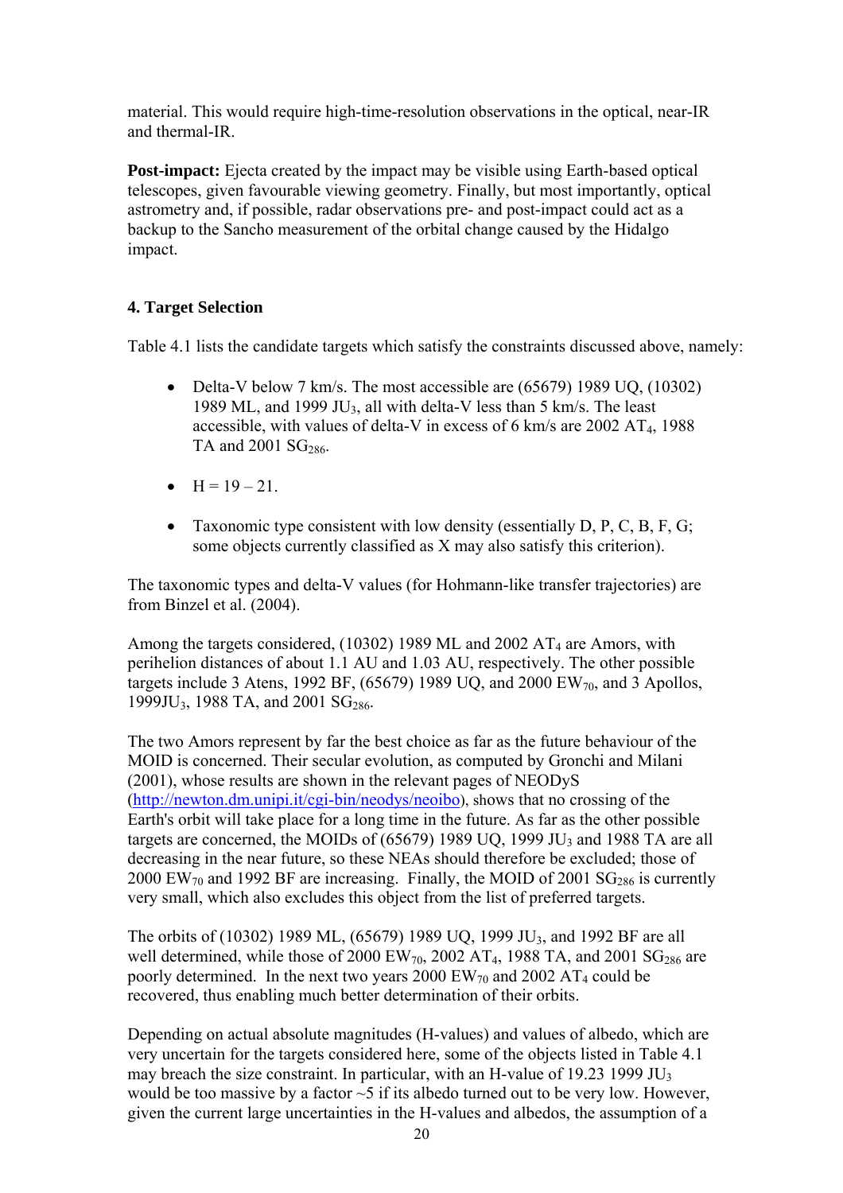material. This would require high-time-resolution observations in the optical, near-IR and thermal-IR.

**Post-impact:** Ejecta created by the impact may be visible using Earth-based optical telescopes, given favourable viewing geometry. Finally, but most importantly, optical astrometry and, if possible, radar observations pre- and post-impact could act as a backup to the Sancho measurement of the orbital change caused by the Hidalgo impact.

## 4. Target Selection

Table 4.1 lists the candidate targets which satisfy the constraints discussed above, namely:

- Delta-V below 7 km/s. The most accessible are (65679) 1989 UQ, (10302) 1989 ML, and 1999 $JU_3$, all with delta-V less than 5 km/s. The least accessible, with values of delta-V in excess of 6 km/s are 2002 $AT_4$, 1988 TA and 2001 $SG_{286}$.
- H = 19 – 21.
- Taxonomic type consistent with low density (essentially D, P, C, B, F, G; some objects currently classified as X may also satisfy this criterion).

The taxonomic types and delta-V values (for Hohmann-like transfer trajectories) are from Binzel et al. (2004).

Among the targets considered, (10302) 1989 ML and 2002 $AT_4$ are Amors, with perihelion distances of about 1.1 AU and 1.03 AU, respectively. The other possible targets include 3 Atens, 1992 BF, (65679) 1989 UQ, and 2000 $EW_{70}$, and 3 Apollos, 1999$JU_3$, 1988 TA, and 2001 $SG_{286}$.

The two Amors represent by far the best choice as far as the future behaviour of the MOID is concerned. Their secular evolution, as computed by Gronchi and Milani (2001), whose results are shown in the relevant pages of NEODyS (http://newton.dm.unipi.it/cgi-bin/neodys/neoibo), shows that no crossing of the Earth's orbit will take place for a long time in the future. As far as the other possible targets are concerned, the MOIDs of (65679) 1989 UQ, 1999 $JU_3$ and 1988 TA are all decreasing in the near future, so these NEAs should therefore be excluded; those of 2000 $EW_{70}$ and 1992 BF are increasing. Finally, the MOID of 2001 $SG_{286}$ is currently very small, which also excludes this object from the list of preferred targets.

The orbits of (10302) 1989 ML, (65679) 1989 UQ, 1999 $JU_3$, and 1992 BF are all well determined, while those of 2000 $EW_{70}$, 2002 $AT_4$, 1988 TA, and 2001 $SG_{286}$ are poorly determined. In the next two years 2000 $EW_{70}$ and 2002 $AT_4$ could be recovered, thus enabling much better determination of their orbits.

Depending on actual absolute magnitudes (H-values) and values of albedo, which are very uncertain for the targets considered here, some of the objects listed in Table 4.1 may breach the size constraint. In particular, with an H-value of 19.23 1999 $JU_3$ would be too massive by a factor ~5 if its albedo turned out to be very low. However, given the current large uncertainties in the H-values and albedos, the assumption of a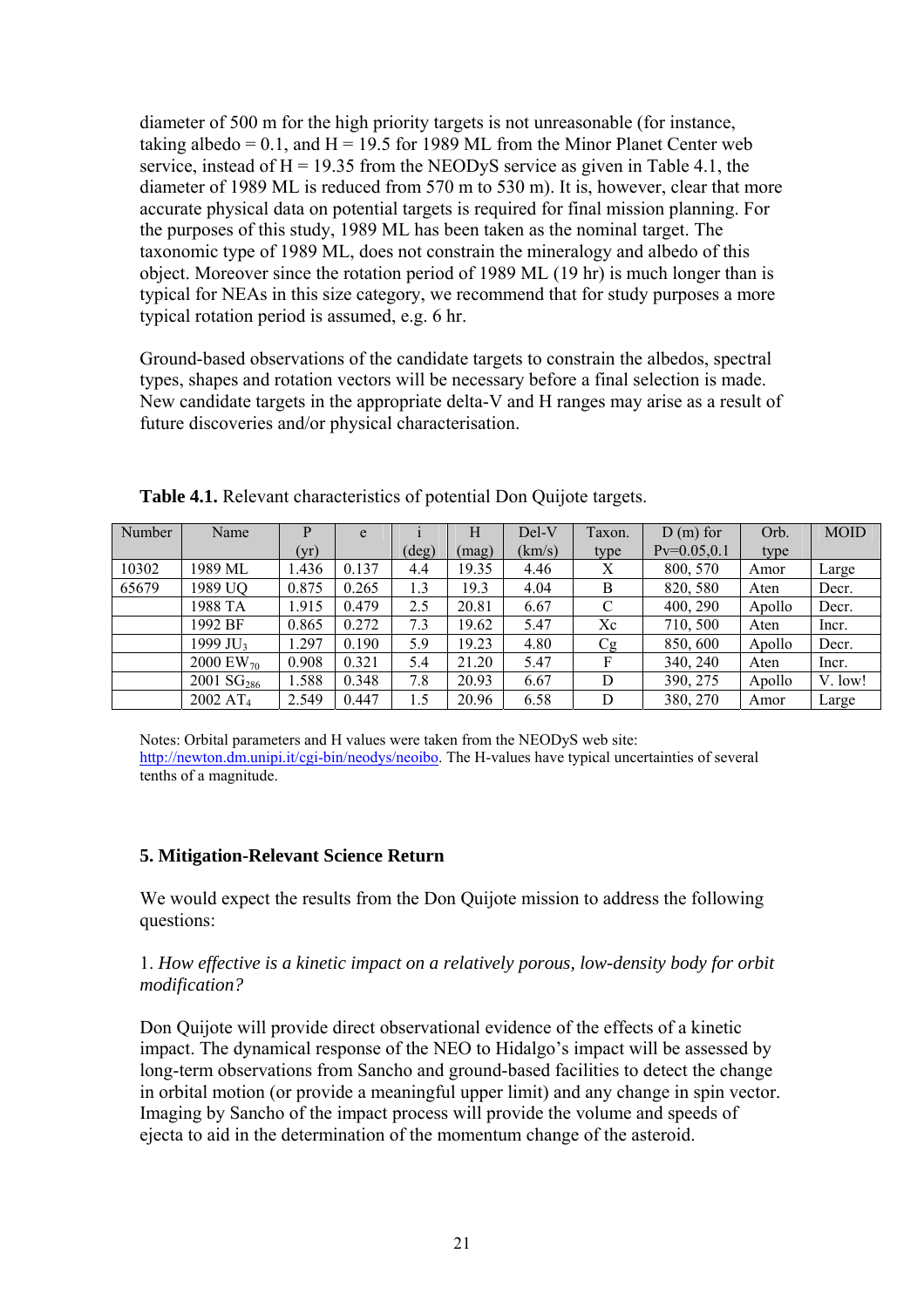diameter of 500 m for the high priority targets is not unreasonable (for instance, taking albedo = 0.1, and H = 19.5 for 1989 ML from the Minor Planet Center web service, instead of H = 19.35 from the NEODyS service as given in Table 4.1, the diameter of 1989 ML is reduced from 570 m to 530 m). It is, however, clear that more accurate physical data on potential targets is required for final mission planning. For the purposes of this study, 1989 ML has been taken as the nominal target. The taxonomic type of 1989 ML, does not constrain the mineralogy and albedo of this object. Moreover since the rotation period of 1989 ML (19 hr) is much longer than is typical for NEAs in this size category, we recommend that for study purposes a more typical rotation period is assumed, e.g. 6 hr.

Ground-based observations of the candidate targets to constrain the albedos, spectral types, shapes and rotation vectors will be necessary before a final selection is made. New candidate targets in the appropriate delta-V and H ranges may arise as a result of future discoveries and/or physical characterisation.

**Table 4.1.** Relevant characteristics of potential Don Quijote targets.

| Number | Name | P (yr) | e | i (deg) | H (mag) | Del-V (km/s) | Taxon. type | D (m) for Pv=0.05,0.1 | Orb. type | MOID |
|---|---|---|---|---|---|---|---|---|---|---|
| 10302 | 1989 ML | 1.436 | 0.137 | 4.4 | 19.35 | 4.46 | X | 800, 570 | Amor | Large |
| 65679 | 1989 UQ | 0.875 | 0.265 | 1.3 | 19.3 | 4.04 | B | 820, 580 | Aten | Decr. |
| | 1988 TA | 1.915 | 0.479 | 2.5 | 20.81 | 6.67 | C | 400, 290 | Apollo | Decr. |
| | 1992 BF | 0.865 | 0.272 | 7.3 | 19.62 | 5.47 | Xc | 710, 500 | Aten | Incr. |
| | 1999 $JU_3$ | 1.297 | 0.190 | 5.9 | 19.23 | 4.80 | Cg | 850, 600 | Apollo | Decr. |
| | 2000 $EW_{70}$ | 0.908 | 0.321 | 5.4 | 21.20 | 5.47 | F | 340, 240 | Aten | Incr. |
| | 2001 $SG_{286}$ | 1.588 | 0.348 | 7.8 | 20.93 | 6.67 | D | 390, 275 | Apollo | V. low! |
| | 2002 $AT_4$ | 2.549 | 0.447 | 1.5 | 20.96 | 6.58 | D | 380, 270 | Amor | Large |

Notes: Orbital parameters and H values were taken from the NEODyS web site: http://newton.dm.unipi.it/cgi-bin/neodys/neoibo. The H-values have typical uncertainties of several tenths of a magnitude.

## 5. Mitigation-Relevant Science Return

We would expect the results from the Don Quijote mission to address the following questions:

1. *How effective is a kinetic impact on a relatively porous, low-density body for orbit modification?*

Don Quijote will provide direct observational evidence of the effects of a kinetic impact. The dynamical response of the NEO to Hidalgo's impact will be assessed by long-term observations from Sancho and ground-based facilities to detect the change in orbital motion (or provide a meaningful upper limit) and any change in spin vector. Imaging by Sancho of the impact process will provide the volume and speeds of ejecta to aid in the determination of the momentum change of the asteroid.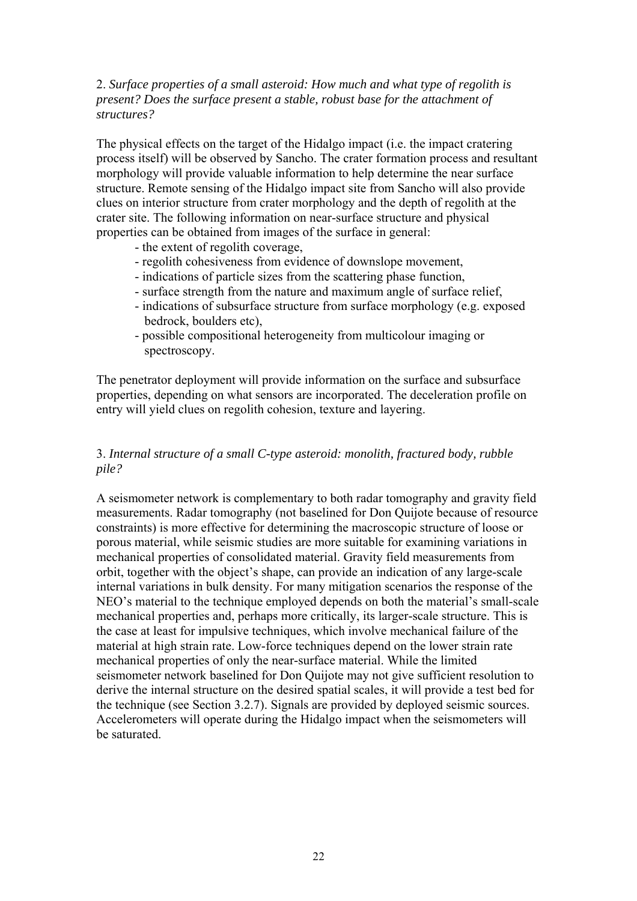2. *Surface properties of a small asteroid: How much and what type of regolith is present? Does the surface present a stable, robust base for the attachment of structures?*

The physical effects on the target of the Hidalgo impact (i.e. the impact cratering process itself) will be observed by Sancho. The crater formation process and resultant morphology will provide valuable information to help determine the near surface structure. Remote sensing of the Hidalgo impact site from Sancho will also provide clues on interior structure from crater morphology and the depth of regolith at the crater site. The following information on near-surface structure and physical properties can be obtained from images of the surface in general:

- the extent of regolith coverage,
- regolith cohesiveness from evidence of downslope movement,
- indications of particle sizes from the scattering phase function,
- surface strength from the nature and maximum angle of surface relief,
- indications of subsurface structure from surface morphology (e.g. exposed bedrock, boulders etc),
- possible compositional heterogeneity from multicolour imaging or spectroscopy.

The penetrator deployment will provide information on the surface and subsurface properties, depending on what sensors are incorporated. The deceleration profile on entry will yield clues on regolith cohesion, texture and layering.

3. *Internal structure of a small C-type asteroid: monolith, fractured body, rubble pile?*

A seismometer network is complementary to both radar tomography and gravity field measurements. Radar tomography (not baselined for Don Quijote because of resource constraints) is more effective for determining the macroscopic structure of loose or porous material, while seismic studies are more suitable for examining variations in mechanical properties of consolidated material. Gravity field measurements from orbit, together with the object's shape, can provide an indication of any large-scale internal variations in bulk density. For many mitigation scenarios the response of the NEO's material to the technique employed depends on both the material's small-scale mechanical properties and, perhaps more critically, its larger-scale structure. This is the case at least for impulsive techniques, which involve mechanical failure of the material at high strain rate. Low-force techniques depend on the lower strain rate mechanical properties of only the near-surface material. While the limited seismometer network baselined for Don Quijote may not give sufficient resolution to derive the internal structure on the desired spatial scales, it will provide a test bed for the technique (see Section 3.2.7). Signals are provided by deployed seismic sources. Accelerometers will operate during the Hidalgo impact when the seismometers will be saturated.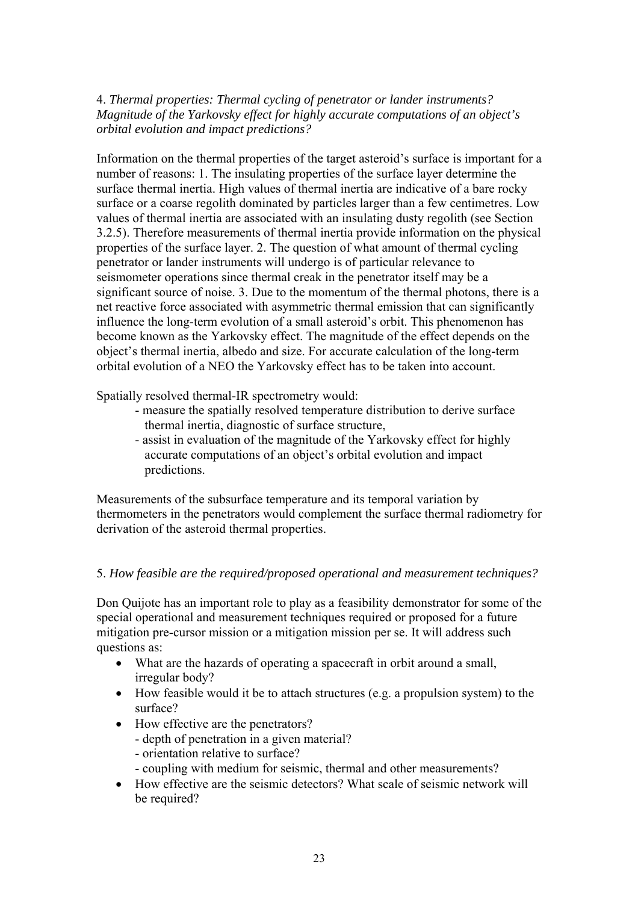4. *Thermal properties: Thermal cycling of penetrator or lander instruments? Magnitude of the Yarkovsky effect for highly accurate computations of an object's orbital evolution and impact predictions?*

Information on the thermal properties of the target asteroid's surface is important for a number of reasons: 1. The insulating properties of the surface layer determine the surface thermal inertia. High values of thermal inertia are indicative of a bare rocky surface or a coarse regolith dominated by particles larger than a few centimetres. Low values of thermal inertia are associated with an insulating dusty regolith (see Section 3.2.5). Therefore measurements of thermal inertia provide information on the physical properties of the surface layer. 2. The question of what amount of thermal cycling penetrator or lander instruments will undergo is of particular relevance to seismometer operations since thermal creak in the penetrator itself may be a significant source of noise. 3. Due to the momentum of the thermal photons, there is a net reactive force associated with asymmetric thermal emission that can significantly influence the long-term evolution of a small asteroid's orbit. This phenomenon has become known as the Yarkovsky effect. The magnitude of the effect depends on the object's thermal inertia, albedo and size. For accurate calculation of the long-term orbital evolution of a NEO the Yarkovsky effect has to be taken into account.

Spatially resolved thermal-IR spectrometry would:

- measure the spatially resolved temperature distribution to derive surface thermal inertia, diagnostic of surface structure,
- assist in evaluation of the magnitude of the Yarkovsky effect for highly accurate computations of an object's orbital evolution and impact predictions.

Measurements of the subsurface temperature and its temporal variation by thermometers in the penetrators would complement the surface thermal radiometry for derivation of the asteroid thermal properties.

5. *How feasible are the required/proposed operational and measurement techniques?*

Don Quijote has an important role to play as a feasibility demonstrator for some of the special operational and measurement techniques required or proposed for a future mitigation pre-cursor mission or a mitigation mission per se. It will address such questions as:

- What are the hazards of operating a spacecraft in orbit around a small, irregular body?
- How feasible would it be to attach structures (e.g. a propulsion system) to the surface?
- How effective are the penetrators?
  - depth of penetration in a given material?
  - orientation relative to surface?
  - coupling with medium for seismic, thermal and other measurements?
- How effective are the seismic detectors? What scale of seismic network will be required?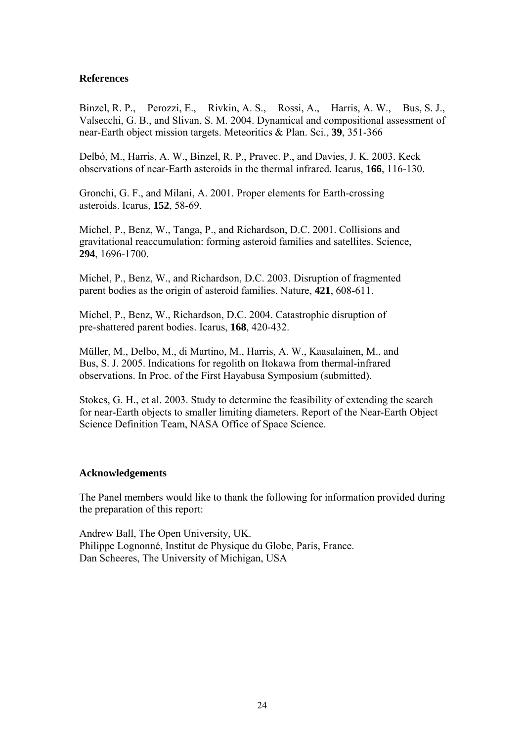## References

Binzel, R. P., Perozzi, E., Rivkin, A. S., Rossi, A., Harris, A. W., Bus, S. J., Valsecchi, G. B., and Slivan, S. M. 2004. Dynamical and compositional assessment of near-Earth object mission targets. Meteoritics & Plan. Sci., **39**, 351-366

Delbó, M., Harris, A. W., Binzel, R. P., Pravec. P., and Davies, J. K. 2003. Keck observations of near-Earth asteroids in the thermal infrared. Icarus, **166**, 116-130.

Gronchi, G. F., and Milani, A. 2001. Proper elements for Earth-crossing asteroids. Icarus, **152**, 58-69.

Michel, P., Benz, W., Tanga, P., and Richardson, D.C. 2001. Collisions and gravitational reaccumulation: forming asteroid families and satellites. Science, **294**, 1696-1700.

Michel, P., Benz, W., and Richardson, D.C. 2003. Disruption of fragmented parent bodies as the origin of asteroid families. Nature, **421**, 608-611.

Michel, P., Benz, W., Richardson, D.C. 2004. Catastrophic disruption of pre-shattered parent bodies. Icarus, **168**, 420-432.

Müller, M., Delbo, M., di Martino, M., Harris, A. W., Kaasalainen, M., and Bus, S. J. 2005. Indications for regolith on Itokawa from thermal-infrared observations. In Proc. of the First Hayabusa Symposium (submitted).

Stokes, G. H., et al. 2003. Study to determine the feasibility of extending the search for near-Earth objects to smaller limiting diameters. Report of the Near-Earth Object Science Definition Team, NASA Office of Space Science.

## Acknowledgements

The Panel members would like to thank the following for information provided during the preparation of this report:

Andrew Ball, The Open University, UK.  
Philippe Lognonné, Institut de Physique du Globe, Paris, France.  
Dan Scheeres, The University of Michigan, USA